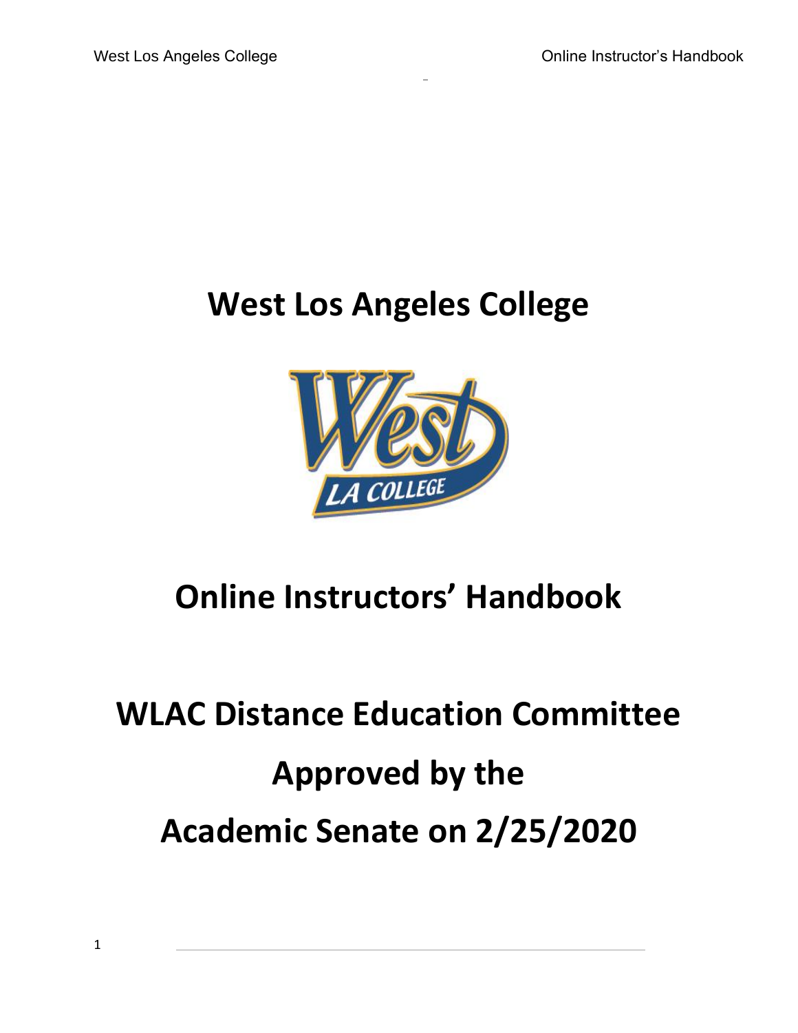# West Los Angeles College

# Online Instructors' Handbook

# WLAC Distance Education Committee

# Approved by the

# Academic Senate on 2/25/2020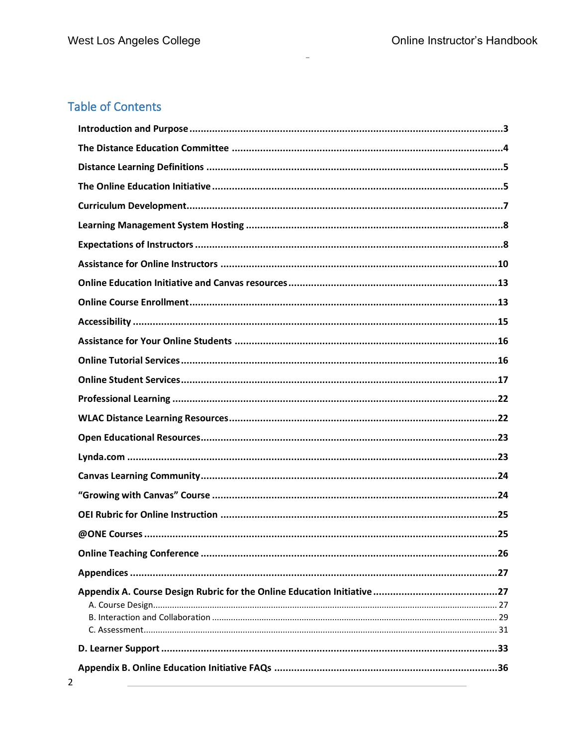## Table of Contents

**Introduction and Purpose** .......... 3

**The Distance Education Committee** .......... 4

**Distance Learning Definitions** .......... 5

**The Online Education Initiative** .......... 5

**Curriculum Development** .......... 7

**Learning Management System Hosting** .......... 8

**Expectations of Instructors** .......... 8

**Assistance for Online Instructors** .......... 10

**Online Education Initiative and Canvas resources** .......... 13

**Online Course Enrollment** .......... 13

**Accessibility** .......... 15

**Assistance for Your Online Students** .......... 16

**Online Tutorial Services** .......... 16

**Online Student Services** .......... 17

**Professional Learning** .......... 22

**WLAC Distance Learning Resources** .......... 22

**Open Educational Resources** .......... 23

**Lynda.com** .......... 23

**Canvas Learning Community** .......... 24

**"Growing with Canvas" Course** .......... 24

**OEI Rubric for Online Instruction** .......... 25

**@ONE Courses** .......... 25

**Online Teaching Conference** .......... 26

**Appendices** .......... 27

**Appendix A. Course Design Rubric for the Online Education Initiative** .......... 27

- A. Course Design .......... 27
- B. Interaction and Collaboration .......... 29
- C. Assessment .......... 31

**D. Learner Support** .......... 33

**Appendix B. Online Education Initiative FAQs** .......... 36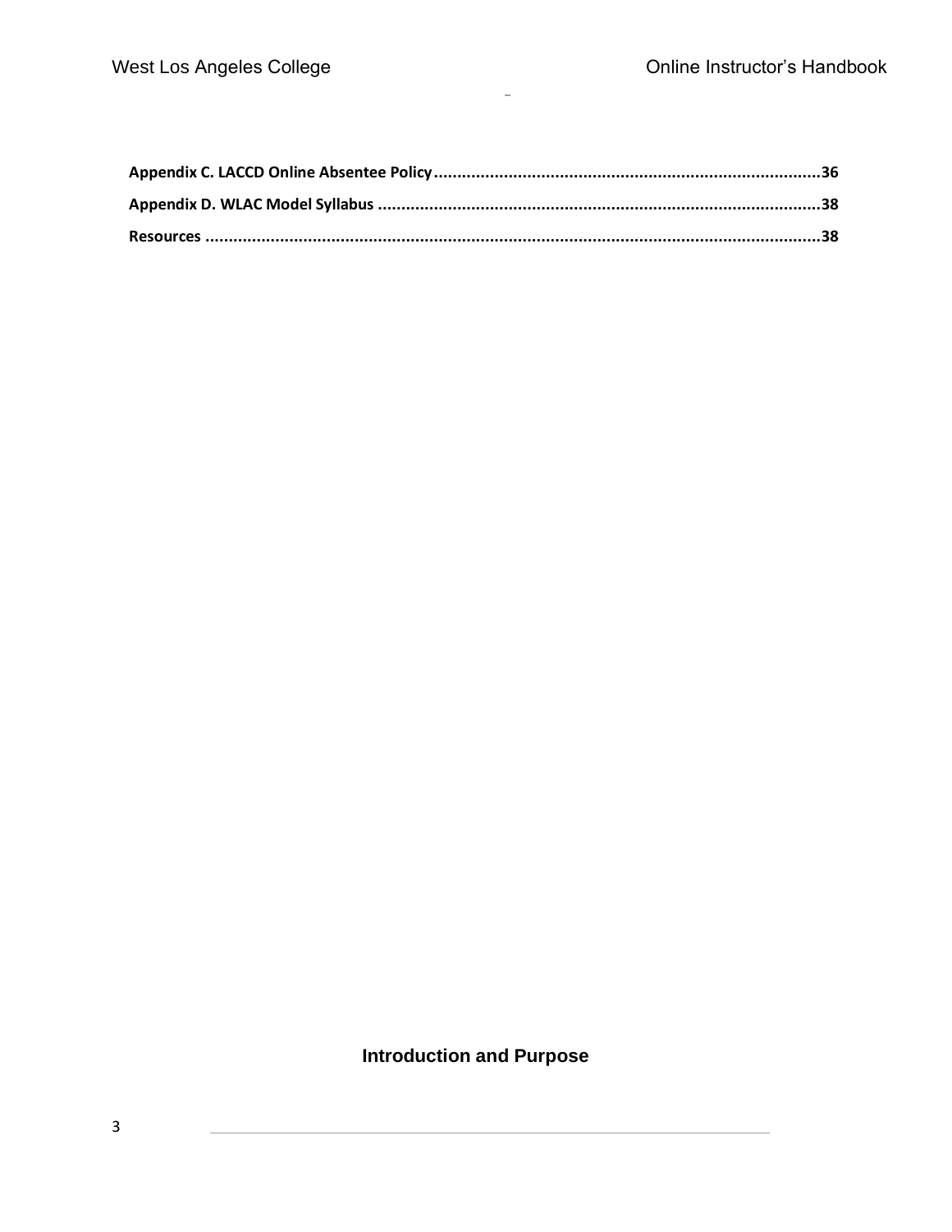**Appendix C. LACCD Online Absentee Policy** .......................................................................................36

**Appendix D. WLAC Model Syllabus** ...................................................................................................38

**Resources** .........................................................................................................................................38

## Introduction and Purpose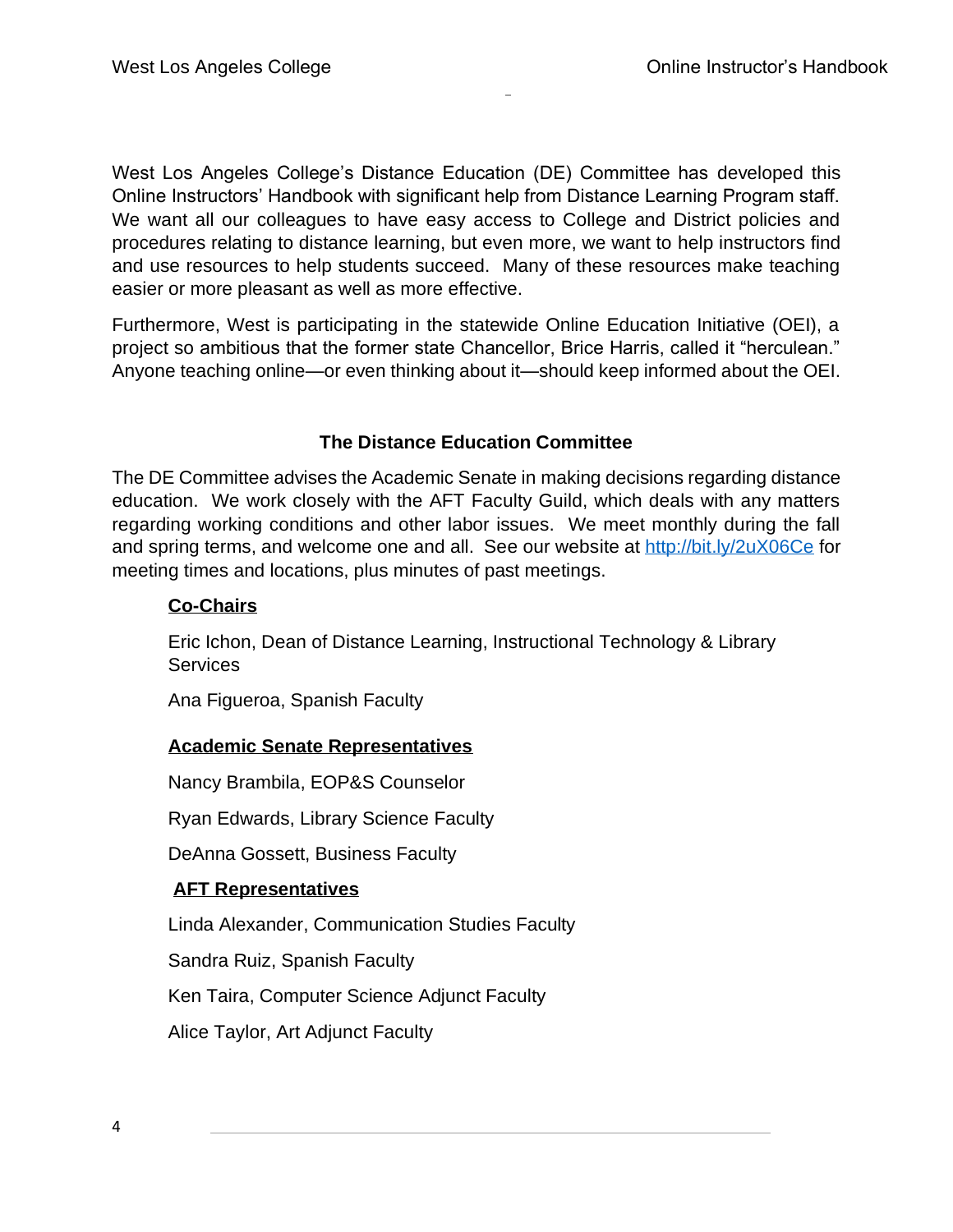West Los Angeles College's Distance Education (DE) Committee has developed this Online Instructors' Handbook with significant help from Distance Learning Program staff. We want all our colleagues to have easy access to College and District policies and procedures relating to distance learning, but even more, we want to help instructors find and use resources to help students succeed. Many of these resources make teaching easier or more pleasant as well as more effective.

Furthermore, West is participating in the statewide Online Education Initiative (OEI), a project so ambitious that the former state Chancellor, Brice Harris, called it "herculean." Anyone teaching online—or even thinking about it—should keep informed about the OEI.

## The Distance Education Committee

The DE Committee advises the Academic Senate in making decisions regarding distance education. We work closely with the AFT Faculty Guild, which deals with any matters regarding working conditions and other labor issues. We meet monthly during the fall and spring terms, and welcome one and all. See our website at [http://bit.ly/2uX06Ce](http://bit.ly/2uX06Ce) for meeting times and locations, plus minutes of past meetings.

### Co-Chairs

Eric Ichon, Dean of Distance Learning, Instructional Technology & Library Services

Ana Figueroa, Spanish Faculty

### Academic Senate Representatives

Nancy Brambila, EOP&S Counselor

Ryan Edwards, Library Science Faculty

DeAnna Gossett, Business Faculty

### AFT Representatives

Linda Alexander, Communication Studies Faculty

Sandra Ruiz, Spanish Faculty

Ken Taira, Computer Science Adjunct Faculty

Alice Taylor, Art Adjunct Faculty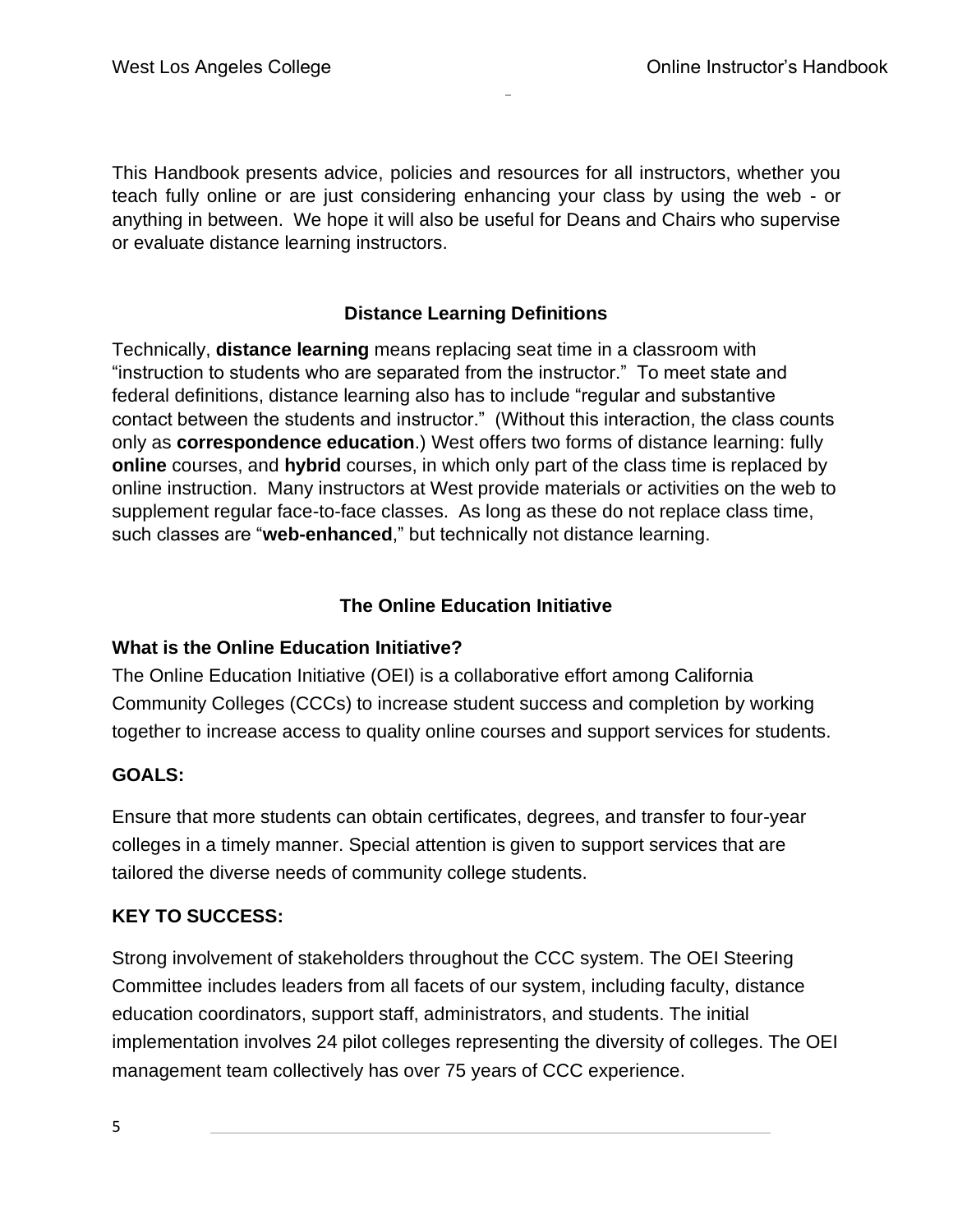This Handbook presents advice, policies and resources for all instructors, whether you teach fully online or are just considering enhancing your class by using the web - or anything in between. We hope it will also be useful for Deans and Chairs who supervise or evaluate distance learning instructors.

## Distance Learning Definitions

Technically, **distance learning** means replacing seat time in a classroom with "instruction to students who are separated from the instructor." To meet state and federal definitions, distance learning also has to include "regular and substantive contact between the students and instructor." (Without this interaction, the class counts only as **correspondence education**.) West offers two forms of distance learning: fully **online** courses, and **hybrid** courses, in which only part of the class time is replaced by online instruction. Many instructors at West provide materials or activities on the web to supplement regular face-to-face classes. As long as these do not replace class time, such classes are "**web-enhanced**," but technically not distance learning.

## The Online Education Initiative

### What is the Online Education Initiative?

The Online Education Initiative (OEI) is a collaborative effort among California Community Colleges (CCCs) to increase student success and completion by working together to increase access to quality online courses and support services for students.

### GOALS:

Ensure that more students can obtain certificates, degrees, and transfer to four-year colleges in a timely manner. Special attention is given to support services that are tailored the diverse needs of community college students.

### KEY TO SUCCESS:

Strong involvement of stakeholders throughout the CCC system. The OEI Steering Committee includes leaders from all facets of our system, including faculty, distance education coordinators, support staff, administrators, and students. The initial implementation involves 24 pilot colleges representing the diversity of colleges. The OEI management team collectively has over 75 years of CCC experience.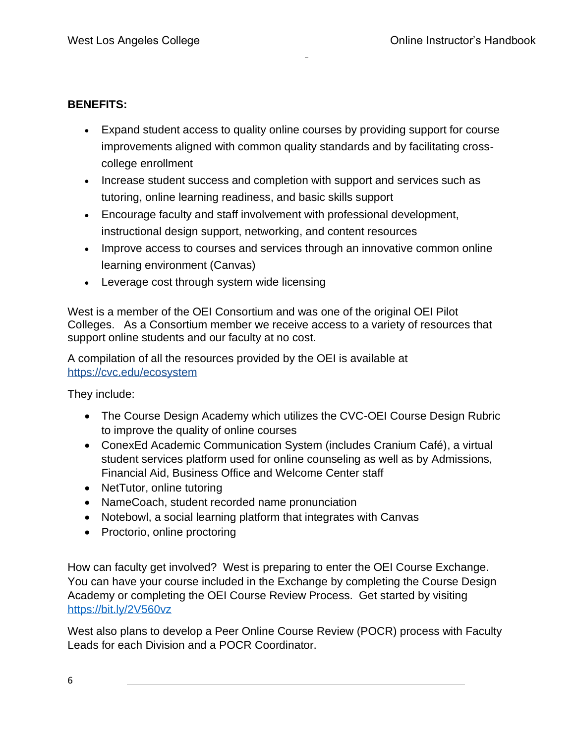**BENEFITS:**

- Expand student access to quality online courses by providing support for course improvements aligned with common quality standards and by facilitating cross-college enrollment
- Increase student success and completion with support and services such as tutoring, online learning readiness, and basic skills support
- Encourage faculty and staff involvement with professional development, instructional design support, networking, and content resources
- Improve access to courses and services through an innovative common online learning environment (Canvas)
- Leverage cost through system wide licensing

West is a member of the OEI Consortium and was one of the original OEI Pilot Colleges. As a Consortium member we receive access to a variety of resources that support online students and our faculty at no cost.

A compilation of all the resources provided by the OEI is available at [https://cvc.edu/ecosystem](https://cvc.edu/ecosystem)

They include:

- The Course Design Academy which utilizes the CVC-OEI Course Design Rubric to improve the quality of online courses
- ConexEd Academic Communication System (includes Cranium Café), a virtual student services platform used for online counseling as well as by Admissions, Financial Aid, Business Office and Welcome Center staff
- NetTutor, online tutoring
- NameCoach, student recorded name pronunciation
- Notebowl, a social learning platform that integrates with Canvas
- Proctorio, online proctoring

How can faculty get involved? West is preparing to enter the OEI Course Exchange. You can have your course included in the Exchange by completing the Course Design Academy or completing the OEI Course Review Process. Get started by visiting [https://bit.ly/2V560vz](https://bit.ly/2V560vz)

West also plans to develop a Peer Online Course Review (POCR) process with Faculty Leads for each Division and a POCR Coordinator.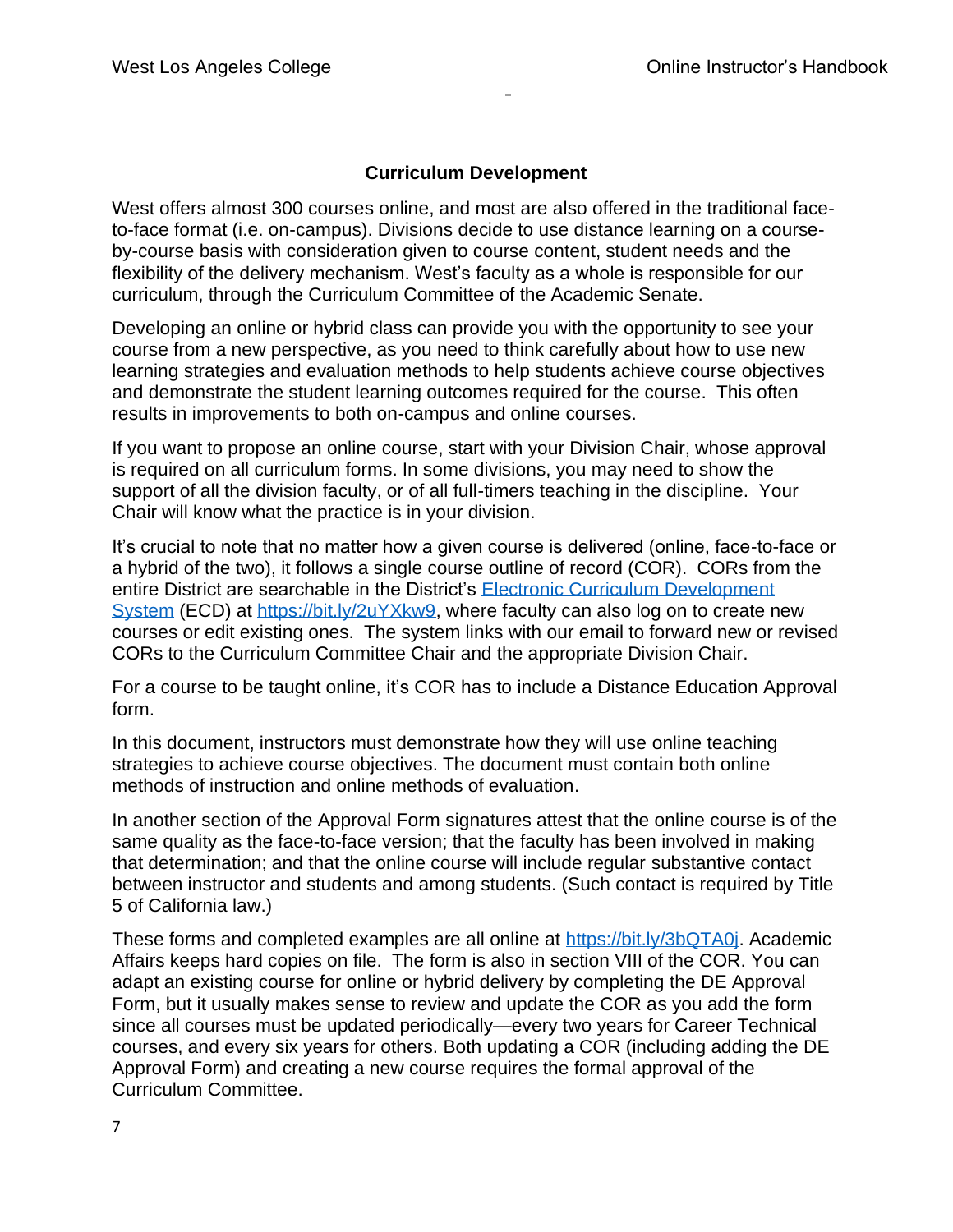## Curriculum Development

West offers almost 300 courses online, and most are also offered in the traditional face-to-face format (i.e. on-campus). Divisions decide to use distance learning on a course-by-course basis with consideration given to course content, student needs and the flexibility of the delivery mechanism. West's faculty as a whole is responsible for our curriculum, through the Curriculum Committee of the Academic Senate.

Developing an online or hybrid class can provide you with the opportunity to see your course from a new perspective, as you need to think carefully about how to use new learning strategies and evaluation methods to help students achieve course objectives and demonstrate the student learning outcomes required for the course. This often results in improvements to both on-campus and online courses.

If you want to propose an online course, start with your Division Chair, whose approval is required on all curriculum forms. In some divisions, you may need to show the support of all the division faculty, or of all full-timers teaching in the discipline. Your Chair will know what the practice is in your division.

It's crucial to note that no matter how a given course is delivered (online, face-to-face or a hybrid of the two), it follows a single course outline of record (COR). CORs from the entire District are searchable in the District's [Electronic Curriculum Development System](https://bit.ly/2uYXkw9) (ECD) at [https://bit.ly/2uYXkw9](https://bit.ly/2uYXkw9), where faculty can also log on to create new courses or edit existing ones. The system links with our email to forward new or revised CORs to the Curriculum Committee Chair and the appropriate Division Chair.

For a course to be taught online, it's COR has to include a Distance Education Approval form.

In this document, instructors must demonstrate how they will use online teaching strategies to achieve course objectives. The document must contain both online methods of instruction and online methods of evaluation.

In another section of the Approval Form signatures attest that the online course is of the same quality as the face-to-face version; that the faculty has been involved in making that determination; and that the online course will include regular substantive contact between instructor and students and among students. (Such contact is required by Title 5 of California law.)

These forms and completed examples are all online at [https://bit.ly/3bQTA0j](https://bit.ly/3bQTA0j). Academic Affairs keeps hard copies on file. The form is also in section VIII of the COR. You can adapt an existing course for online or hybrid delivery by completing the DE Approval Form, but it usually makes sense to review and update the COR as you add the form since all courses must be updated periodically—every two years for Career Technical courses, and every six years for others. Both updating a COR (including adding the DE Approval Form) and creating a new course requires the formal approval of the Curriculum Committee.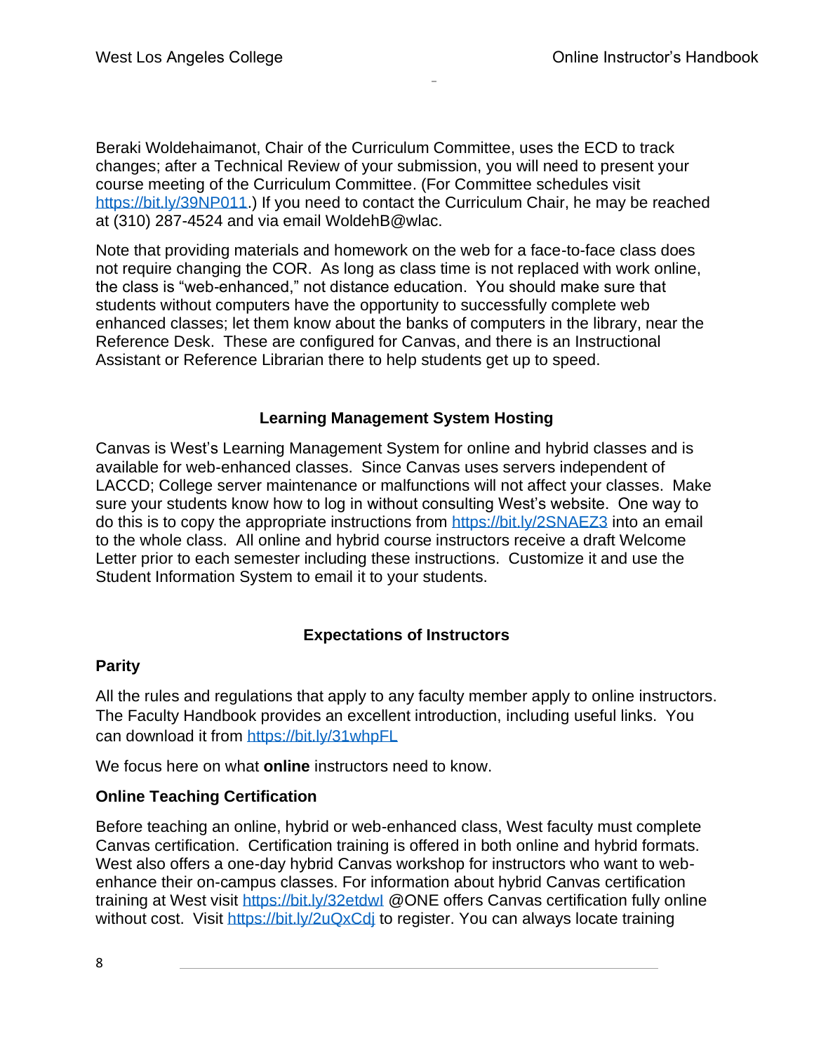Beraki Woldehaimanot, Chair of the Curriculum Committee, uses the ECD to track changes; after a Technical Review of your submission, you will need to present your course meeting of the Curriculum Committee. (For Committee schedules visit https://bit.ly/39NP011.) If you need to contact the Curriculum Chair, he may be reached at (310) 287-4524 and via email WoldehB@wlac.

Note that providing materials and homework on the web for a face-to-face class does not require changing the COR. As long as class time is not replaced with work online, the class is "web-enhanced," not distance education. You should make sure that students without computers have the opportunity to successfully complete web enhanced classes; let them know about the banks of computers in the library, near the Reference Desk. These are configured for Canvas, and there is an Instructional Assistant or Reference Librarian there to help students get up to speed.

## Learning Management System Hosting

Canvas is West's Learning Management System for online and hybrid classes and is available for web-enhanced classes. Since Canvas uses servers independent of LACCD; College server maintenance or malfunctions will not affect your classes. Make sure your students know how to log in without consulting West's website. One way to do this is to copy the appropriate instructions from https://bit.ly/2SNAEZ3 into an email to the whole class. All online and hybrid course instructors receive a draft Welcome Letter prior to each semester including these instructions. Customize it and use the Student Information System to email it to your students.

## Expectations of Instructors

### Parity

All the rules and regulations that apply to any faculty member apply to online instructors. The Faculty Handbook provides an excellent introduction, including useful links. You can download it from https://bit.ly/31whpFL

We focus here on what **online** instructors need to know.

### Online Teaching Certification

Before teaching an online, hybrid or web-enhanced class, West faculty must complete Canvas certification. Certification training is offered in both online and hybrid formats. West also offers a one-day hybrid Canvas workshop for instructors who want to web-enhance their on-campus classes. For information about hybrid Canvas certification training at West visit https://bit.ly/32etdwl @ONE offers Canvas certification fully online without cost. Visit https://bit.ly/2uQxCdj to register. You can always locate training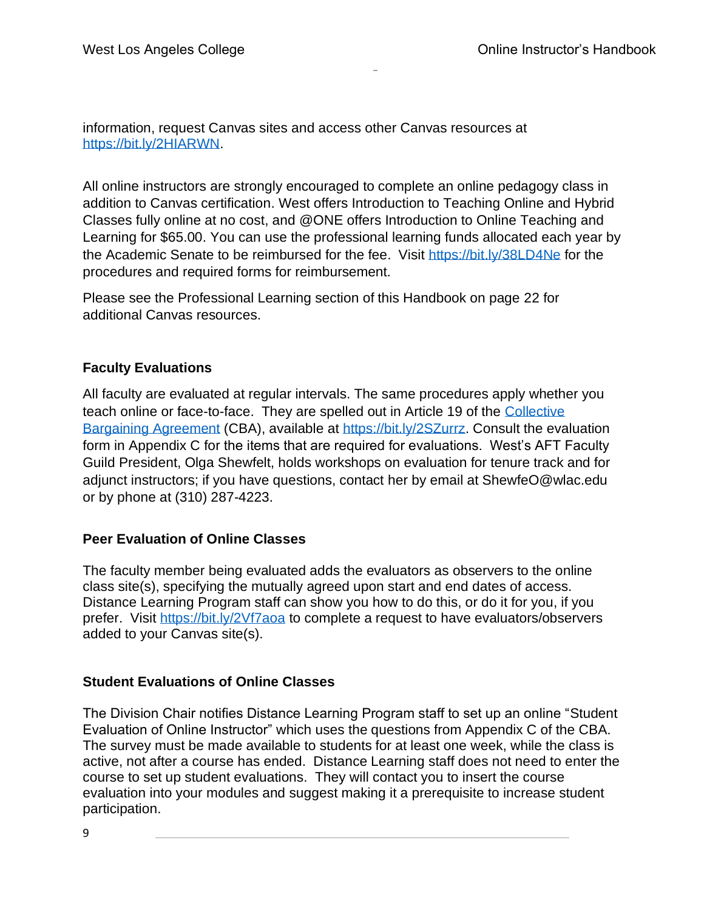information, request Canvas sites and access other Canvas resources at [https://bit.ly/2HIARWN](https://bit.ly/2HIARWN).

All online instructors are strongly encouraged to complete an online pedagogy class in addition to Canvas certification. West offers Introduction to Teaching Online and Hybrid Classes fully online at no cost, and @ONE offers Introduction to Online Teaching and Learning for $65.00. You can use the professional learning funds allocated each year by the Academic Senate to be reimbursed for the fee. Visit [https://bit.ly/38LD4Ne](https://bit.ly/38LD4Ne) for the procedures and required forms for reimbursement.

Please see the Professional Learning section of this Handbook on page 22 for additional Canvas resources.

### Faculty Evaluations

All faculty are evaluated at regular intervals. The same procedures apply whether you teach online or face-to-face. They are spelled out in Article 19 of the [Collective Bargaining Agreement](https://bit.ly/2SZurrz) (CBA), available at [https://bit.ly/2SZurrz](https://bit.ly/2SZurrz). Consult the evaluation form in Appendix C for the items that are required for evaluations. West's AFT Faculty Guild President, Olga Shewfelt, holds workshops on evaluation for tenure track and for adjunct instructors; if you have questions, contact her by email at ShewfeO@wlac.edu or by phone at (310) 287-4223.

### Peer Evaluation of Online Classes

The faculty member being evaluated adds the evaluators as observers to the online class site(s), specifying the mutually agreed upon start and end dates of access. Distance Learning Program staff can show you how to do this, or do it for you, if you prefer. Visit [https://bit.ly/2Vf7aoa](https://bit.ly/2Vf7aoa) to complete a request to have evaluators/observers added to your Canvas site(s).

### Student Evaluations of Online Classes

The Division Chair notifies Distance Learning Program staff to set up an online "Student Evaluation of Online Instructor" which uses the questions from Appendix C of the CBA. The survey must be made available to students for at least one week, while the class is active, not after a course has ended. Distance Learning staff does not need to enter the course to set up student evaluations. They will contact you to insert the course evaluation into your modules and suggest making it a prerequisite to increase student participation.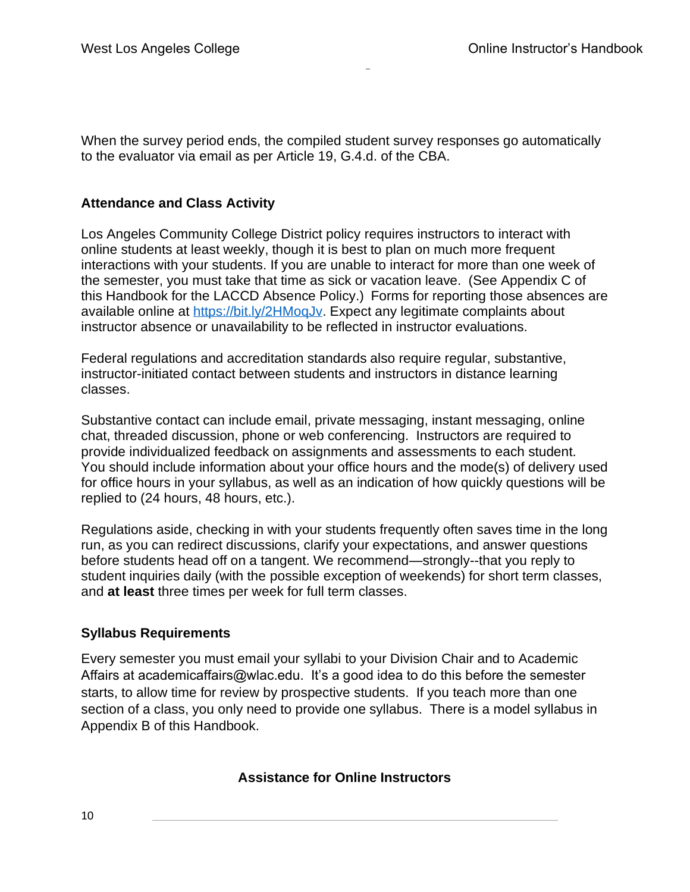When the survey period ends, the compiled student survey responses go automatically to the evaluator via email as per Article 19, G.4.d. of the CBA.

### Attendance and Class Activity

Los Angeles Community College District policy requires instructors to interact with online students at least weekly, though it is best to plan on much more frequent interactions with your students. If you are unable to interact for more than one week of the semester, you must take that time as sick or vacation leave. (See Appendix C of this Handbook for the LACCD Absence Policy.) Forms for reporting those absences are available online at [https://bit.ly/2HMoqJv](https://bit.ly/2HMoqJv). Expect any legitimate complaints about instructor absence or unavailability to be reflected in instructor evaluations.

Federal regulations and accreditation standards also require regular, substantive, instructor-initiated contact between students and instructors in distance learning classes.

Substantive contact can include email, private messaging, instant messaging, online chat, threaded discussion, phone or web conferencing. Instructors are required to provide individualized feedback on assignments and assessments to each student. You should include information about your office hours and the mode(s) of delivery used for office hours in your syllabus, as well as an indication of how quickly questions will be replied to (24 hours, 48 hours, etc.).

Regulations aside, checking in with your students frequently often saves time in the long run, as you can redirect discussions, clarify your expectations, and answer questions before students head off on a tangent. We recommend—strongly--that you reply to student inquiries daily (with the possible exception of weekends) for short term classes, and **at least** three times per week for full term classes.

### Syllabus Requirements

Every semester you must email your syllabi to your Division Chair and to Academic Affairs at academicaffairs@wlac.edu. It's a good idea to do this before the semester starts, to allow time for review by prospective students. If you teach more than one section of a class, you only need to provide one syllabus. There is a model syllabus in Appendix B of this Handbook.

## Assistance for Online Instructors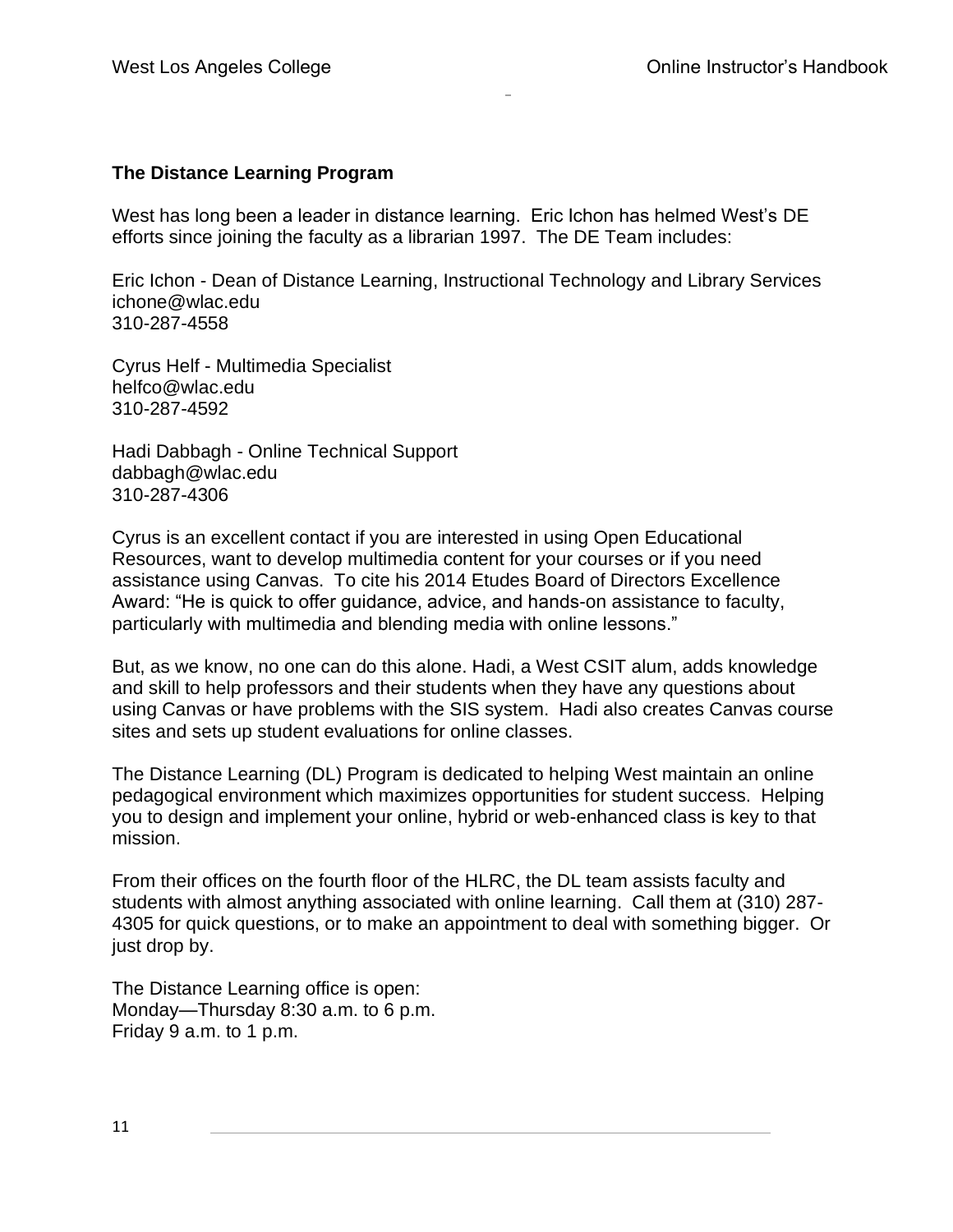## The Distance Learning Program

West has long been a leader in distance learning. Eric Ichon has helmed West's DE efforts since joining the faculty as a librarian 1997. The DE Team includes:

Eric Ichon - Dean of Distance Learning, Instructional Technology and Library Services
ichone@wlac.edu
310-287-4558

Cyrus Helf - Multimedia Specialist
helfco@wlac.edu
310-287-4592

Hadi Dabbagh - Online Technical Support
dabbagh@wlac.edu
310-287-4306

Cyrus is an excellent contact if you are interested in using Open Educational Resources, want to develop multimedia content for your courses or if you need assistance using Canvas. To cite his 2014 Etudes Board of Directors Excellence Award: "He is quick to offer guidance, advice, and hands-on assistance to faculty, particularly with multimedia and blending media with online lessons."

But, as we know, no one can do this alone. Hadi, a West CSIT alum, adds knowledge and skill to help professors and their students when they have any questions about using Canvas or have problems with the SIS system. Hadi also creates Canvas course sites and sets up student evaluations for online classes.

The Distance Learning (DL) Program is dedicated to helping West maintain an online pedagogical environment which maximizes opportunities for student success. Helping you to design and implement your online, hybrid or web-enhanced class is key to that mission.

From their offices on the fourth floor of the HLRC, the DL team assists faculty and students with almost anything associated with online learning. Call them at (310) 287-4305 for quick questions, or to make an appointment to deal with something bigger. Or just drop by.

The Distance Learning office is open:
Monday—Thursday 8:30 a.m. to 6 p.m.
Friday 9 a.m. to 1 p.m.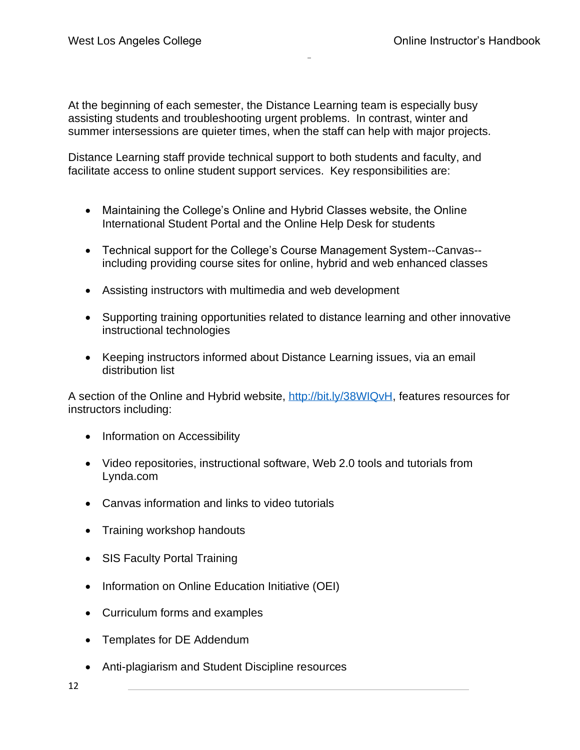At the beginning of each semester, the Distance Learning team is especially busy assisting students and troubleshooting urgent problems. In contrast, winter and summer intersessions are quieter times, when the staff can help with major projects.

Distance Learning staff provide technical support to both students and faculty, and facilitate access to online student support services. Key responsibilities are:

- Maintaining the College's Online and Hybrid Classes website, the Online International Student Portal and the Online Help Desk for students
- Technical support for the College's Course Management System--Canvas--including providing course sites for online, hybrid and web enhanced classes
- Assisting instructors with multimedia and web development
- Supporting training opportunities related to distance learning and other innovative instructional technologies
- Keeping instructors informed about Distance Learning issues, via an email distribution list

A section of the Online and Hybrid website, [http://bit.ly/38WIQvH](http://bit.ly/38WIQvH), features resources for instructors including:

- Information on Accessibility
- Video repositories, instructional software, Web 2.0 tools and tutorials from Lynda.com
- Canvas information and links to video tutorials
- Training workshop handouts
- SIS Faculty Portal Training
- Information on Online Education Initiative (OEI)
- Curriculum forms and examples
- Templates for DE Addendum
- Anti-plagiarism and Student Discipline resources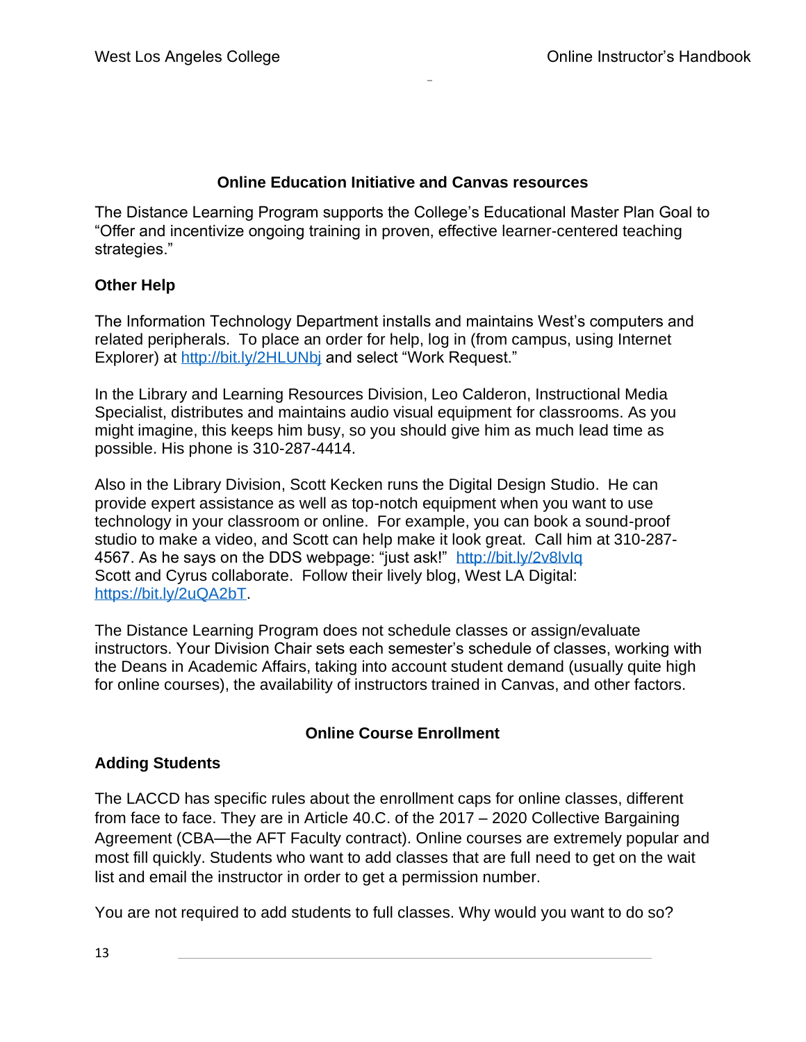## Online Education Initiative and Canvas resources

The Distance Learning Program supports the College's Educational Master Plan Goal to "Offer and incentivize ongoing training in proven, effective learner-centered teaching strategies."

### Other Help

The Information Technology Department installs and maintains West's computers and related peripherals. To place an order for help, log in (from campus, using Internet Explorer) at http://bit.ly/2HLUNbj and select "Work Request."

In the Library and Learning Resources Division, Leo Calderon, Instructional Media Specialist, distributes and maintains audio visual equipment for classrooms. As you might imagine, this keeps him busy, so you should give him as much lead time as possible. His phone is 310-287-4414.

Also in the Library Division, Scott Kecken runs the Digital Design Studio. He can provide expert assistance as well as top-notch equipment when you want to use technology in your classroom or online. For example, you can book a sound-proof studio to make a video, and Scott can help make it look great. Call him at 310-287-4567. As he says on the DDS webpage: "just ask!" http://bit.ly/2v8lvIq
Scott and Cyrus collaborate. Follow their lively blog, West LA Digital: https://bit.ly/2uQA2bT.

The Distance Learning Program does not schedule classes or assign/evaluate instructors. Your Division Chair sets each semester's schedule of classes, working with the Deans in Academic Affairs, taking into account student demand (usually quite high for online courses), the availability of instructors trained in Canvas, and other factors.

## Online Course Enrollment

### Adding Students

The LACCD has specific rules about the enrollment caps for online classes, different from face to face. They are in Article 40.C. of the 2017 – 2020 Collective Bargaining Agreement (CBA—the AFT Faculty contract). Online courses are extremely popular and most fill quickly. Students who want to add classes that are full need to get on the wait list and email the instructor in order to get a permission number.

You are not required to add students to full classes. Why would you want to do so?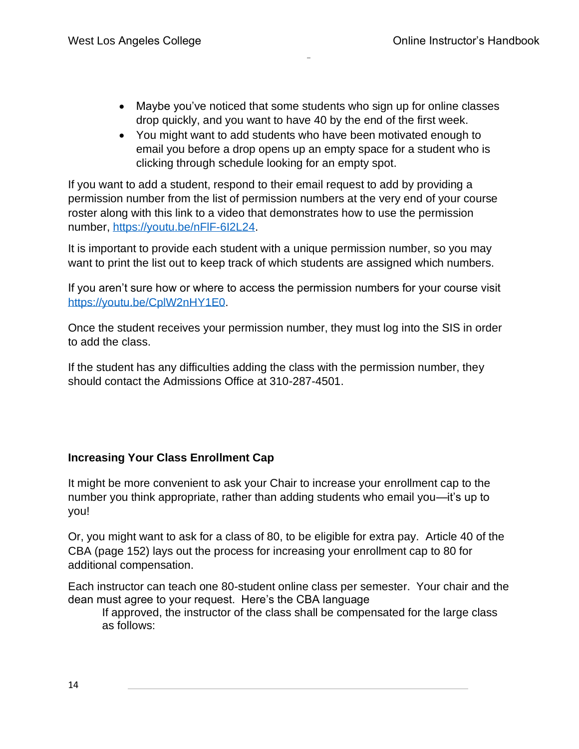- Maybe you've noticed that some students who sign up for online classes drop quickly, and you want to have 40 by the end of the first week.
- You might want to add students who have been motivated enough to email you before a drop opens up an empty space for a student who is clicking through schedule looking for an empty spot.

If you want to add a student, respond to their email request to add by providing a permission number from the list of permission numbers at the very end of your course roster along with this link to a video that demonstrates how to use the permission number, https://youtu.be/nFlF-6I2L24.

It is important to provide each student with a unique permission number, so you may want to print the list out to keep track of which students are assigned which numbers.

If you aren't sure how or where to access the permission numbers for your course visit https://youtu.be/CplW2nHY1E0.

Once the student receives your permission number, they must log into the SIS in order to add the class.

If the student has any difficulties adding the class with the permission number, they should contact the Admissions Office at 310-287-4501.

### Increasing Your Class Enrollment Cap

It might be more convenient to ask your Chair to increase your enrollment cap to the number you think appropriate, rather than adding students who email you—it's up to you!

Or, you might want to ask for a class of 80, to be eligible for extra pay. Article 40 of the CBA (page 152) lays out the process for increasing your enrollment cap to 80 for additional compensation.

Each instructor can teach one 80-student online class per semester. Your chair and the dean must agree to your request. Here's the CBA language

> If approved, the instructor of the class shall be compensated for the large class as follows: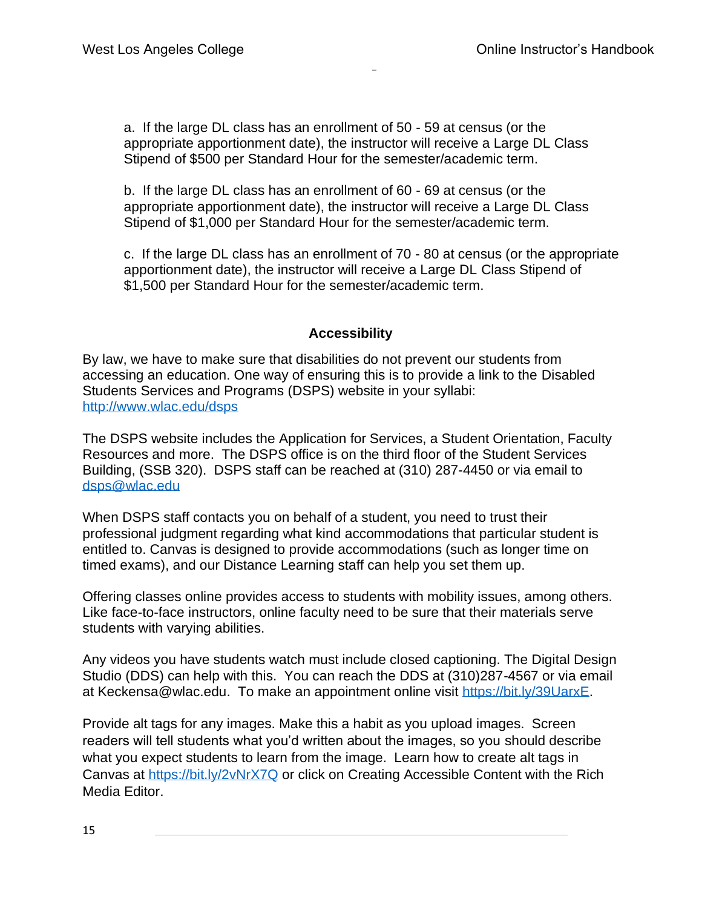a. If the large DL class has an enrollment of 50 - 59 at census (or the appropriate apportionment date), the instructor will receive a Large DL Class Stipend of $500 per Standard Hour for the semester/academic term.

b. If the large DL class has an enrollment of 60 - 69 at census (or the appropriate apportionment date), the instructor will receive a Large DL Class Stipend of $1,000 per Standard Hour for the semester/academic term.

c. If the large DL class has an enrollment of 70 - 80 at census (or the appropriate apportionment date), the instructor will receive a Large DL Class Stipend of $1,500 per Standard Hour for the semester/academic term.

## Accessibility

By law, we have to make sure that disabilities do not prevent our students from accessing an education. One way of ensuring this is to provide a link to the Disabled Students Services and Programs (DSPS) website in your syllabi: http://www.wlac.edu/dsps

The DSPS website includes the Application for Services, a Student Orientation, Faculty Resources and more. The DSPS office is on the third floor of the Student Services Building, (SSB 320). DSPS staff can be reached at (310) 287-4450 or via email to dsps@wlac.edu

When DSPS staff contacts you on behalf of a student, you need to trust their professional judgment regarding what kind accommodations that particular student is entitled to. Canvas is designed to provide accommodations (such as longer time on timed exams), and our Distance Learning staff can help you set them up.

Offering classes online provides access to students with mobility issues, among others. Like face-to-face instructors, online faculty need to be sure that their materials serve students with varying abilities.

Any videos you have students watch must include closed captioning. The Digital Design Studio (DDS) can help with this. You can reach the DDS at (310)287-4567 or via email at Keckensa@wlac.edu. To make an appointment online visit https://bit.ly/39UarxE.

Provide alt tags for any images. Make this a habit as you upload images. Screen readers will tell students what you'd written about the images, so you should describe what you expect students to learn from the image. Learn how to create alt tags in Canvas at https://bit.ly/2vNrX7Q or click on Creating Accessible Content with the Rich Media Editor.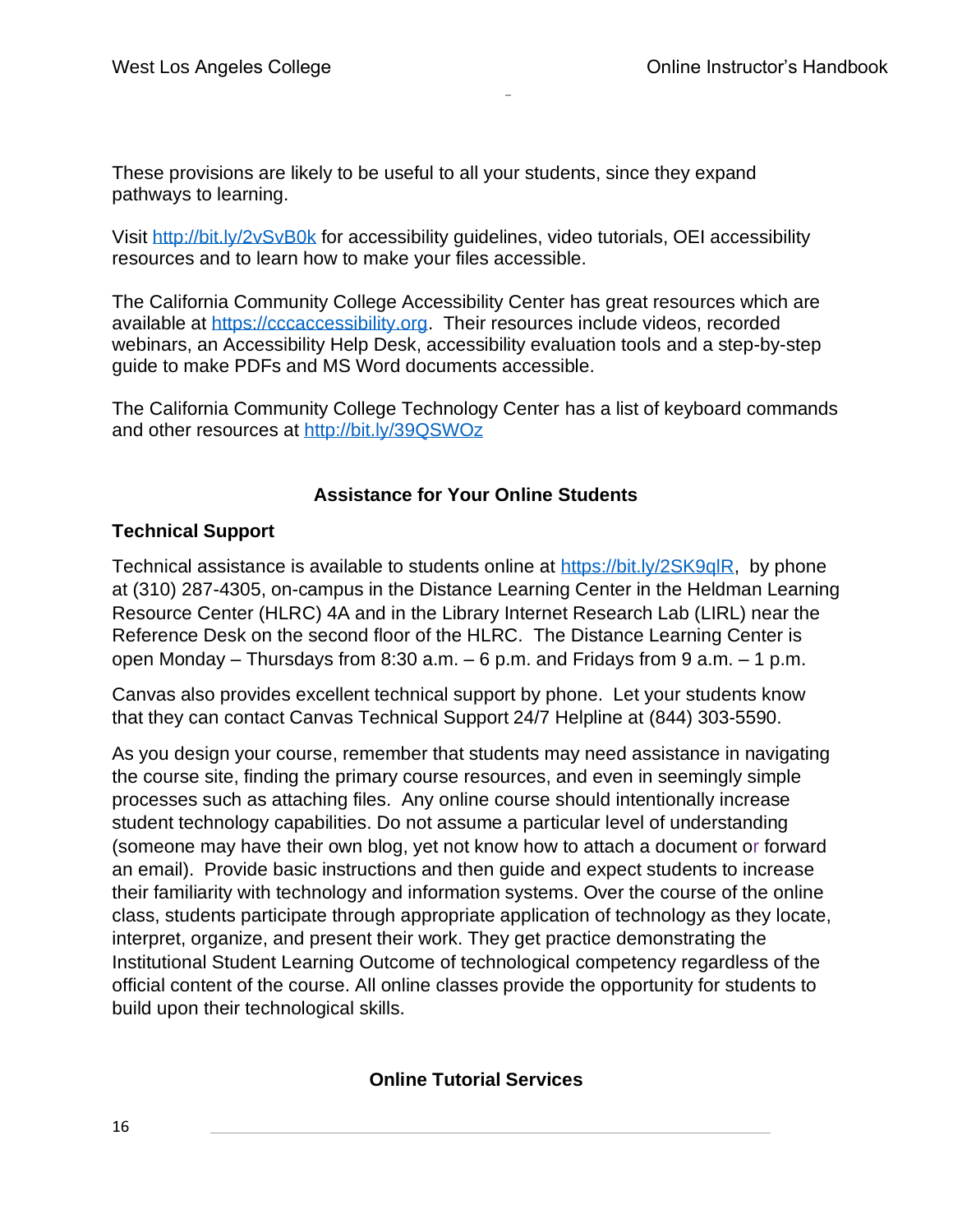These provisions are likely to be useful to all your students, since they expand pathways to learning.

Visit http://bit.ly/2vSvB0k for accessibility guidelines, video tutorials, OEI accessibility resources and to learn how to make your files accessible.

The California Community College Accessibility Center has great resources which are available at https://cccaccessibility.org. Their resources include videos, recorded webinars, an Accessibility Help Desk, accessibility evaluation tools and a step-by-step guide to make PDFs and MS Word documents accessible.

The California Community College Technology Center has a list of keyboard commands and other resources at http://bit.ly/39QSWOz

## Assistance for Your Online Students

### Technical Support

Technical assistance is available to students online at https://bit.ly/2SK9qlR, by phone at (310) 287-4305, on-campus in the Distance Learning Center in the Heldman Learning Resource Center (HLRC) 4A and in the Library Internet Research Lab (LIRL) near the Reference Desk on the second floor of the HLRC. The Distance Learning Center is open Monday – Thursdays from 8:30 a.m. – 6 p.m. and Fridays from 9 a.m. – 1 p.m.

Canvas also provides excellent technical support by phone. Let your students know that they can contact Canvas Technical Support 24/7 Helpline at (844) 303-5590.

As you design your course, remember that students may need assistance in navigating the course site, finding the primary course resources, and even in seemingly simple processes such as attaching files. Any online course should intentionally increase student technology capabilities. Do not assume a particular level of understanding (someone may have their own blog, yet not know how to attach a document or forward an email). Provide basic instructions and then guide and expect students to increase their familiarity with technology and information systems. Over the course of the online class, students participate through appropriate application of technology as they locate, interpret, organize, and present their work. They get practice demonstrating the Institutional Student Learning Outcome of technological competency regardless of the official content of the course. All online classes provide the opportunity for students to build upon their technological skills.

## Online Tutorial Services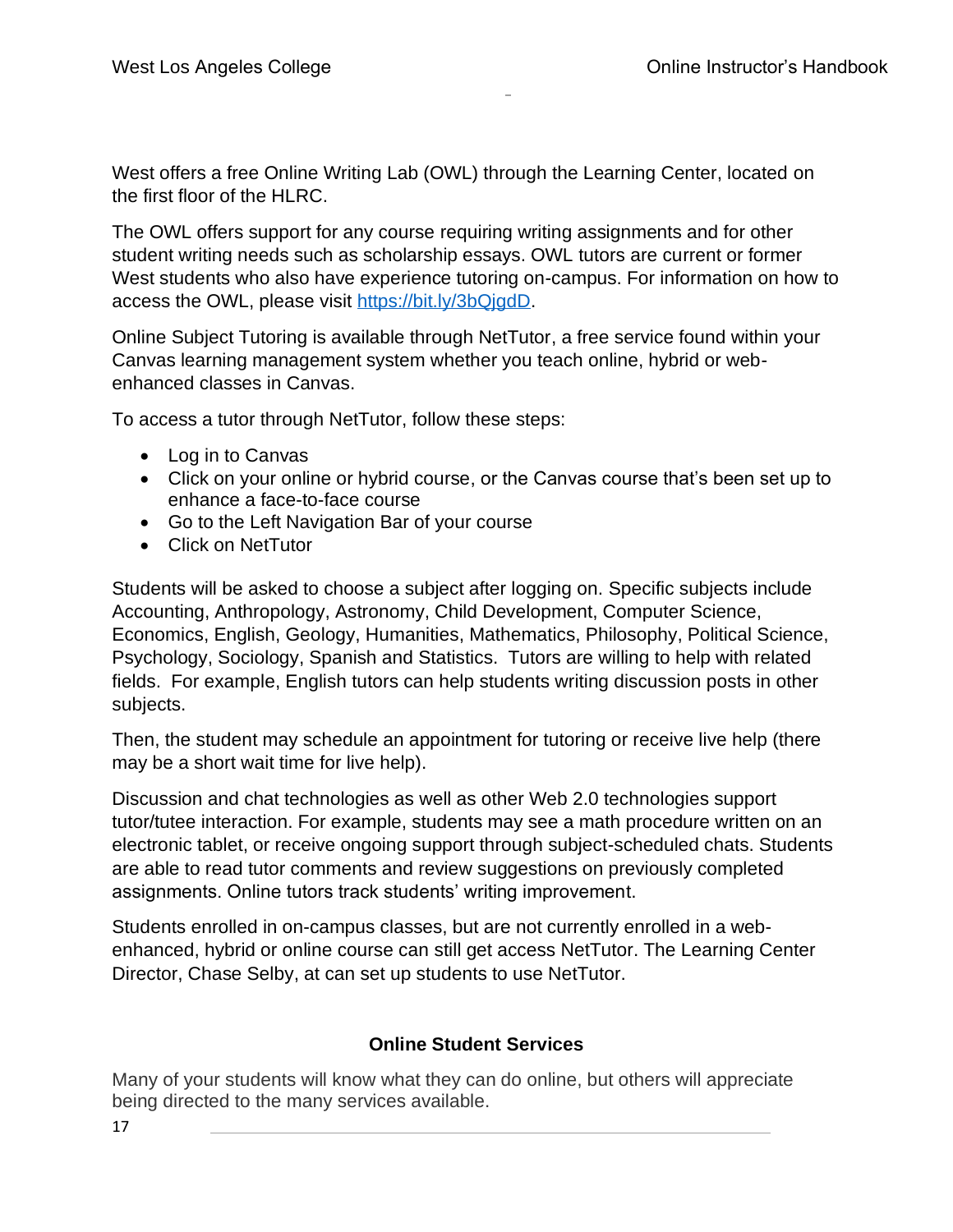West offers a free Online Writing Lab (OWL) through the Learning Center, located on the first floor of the HLRC.

The OWL offers support for any course requiring writing assignments and for other student writing needs such as scholarship essays. OWL tutors are current or former West students who also have experience tutoring on-campus. For information on how to access the OWL, please visit [https://bit.ly/3bQjgdD](https://bit.ly/3bQjgdD).

Online Subject Tutoring is available through NetTutor, a free service found within your Canvas learning management system whether you teach online, hybrid or web-enhanced classes in Canvas.

To access a tutor through NetTutor, follow these steps:

- Log in to Canvas
- Click on your online or hybrid course, or the Canvas course that's been set up to enhance a face-to-face course
- Go to the Left Navigation Bar of your course
- Click on NetTutor

Students will be asked to choose a subject after logging on. Specific subjects include Accounting, Anthropology, Astronomy, Child Development, Computer Science, Economics, English, Geology, Humanities, Mathematics, Philosophy, Political Science, Psychology, Sociology, Spanish and Statistics. Tutors are willing to help with related fields. For example, English tutors can help students writing discussion posts in other subjects.

Then, the student may schedule an appointment for tutoring or receive live help (there may be a short wait time for live help).

Discussion and chat technologies as well as other Web 2.0 technologies support tutor/tutee interaction. For example, students may see a math procedure written on an electronic tablet, or receive ongoing support through subject-scheduled chats. Students are able to read tutor comments and review suggestions on previously completed assignments. Online tutors track students' writing improvement.

Students enrolled in on-campus classes, but are not currently enrolled in a web-enhanced, hybrid or online course can still get access NetTutor. The Learning Center Director, Chase Selby, at can set up students to use NetTutor.

## Online Student Services

Many of your students will know what they can do online, but others will appreciate being directed to the many services available.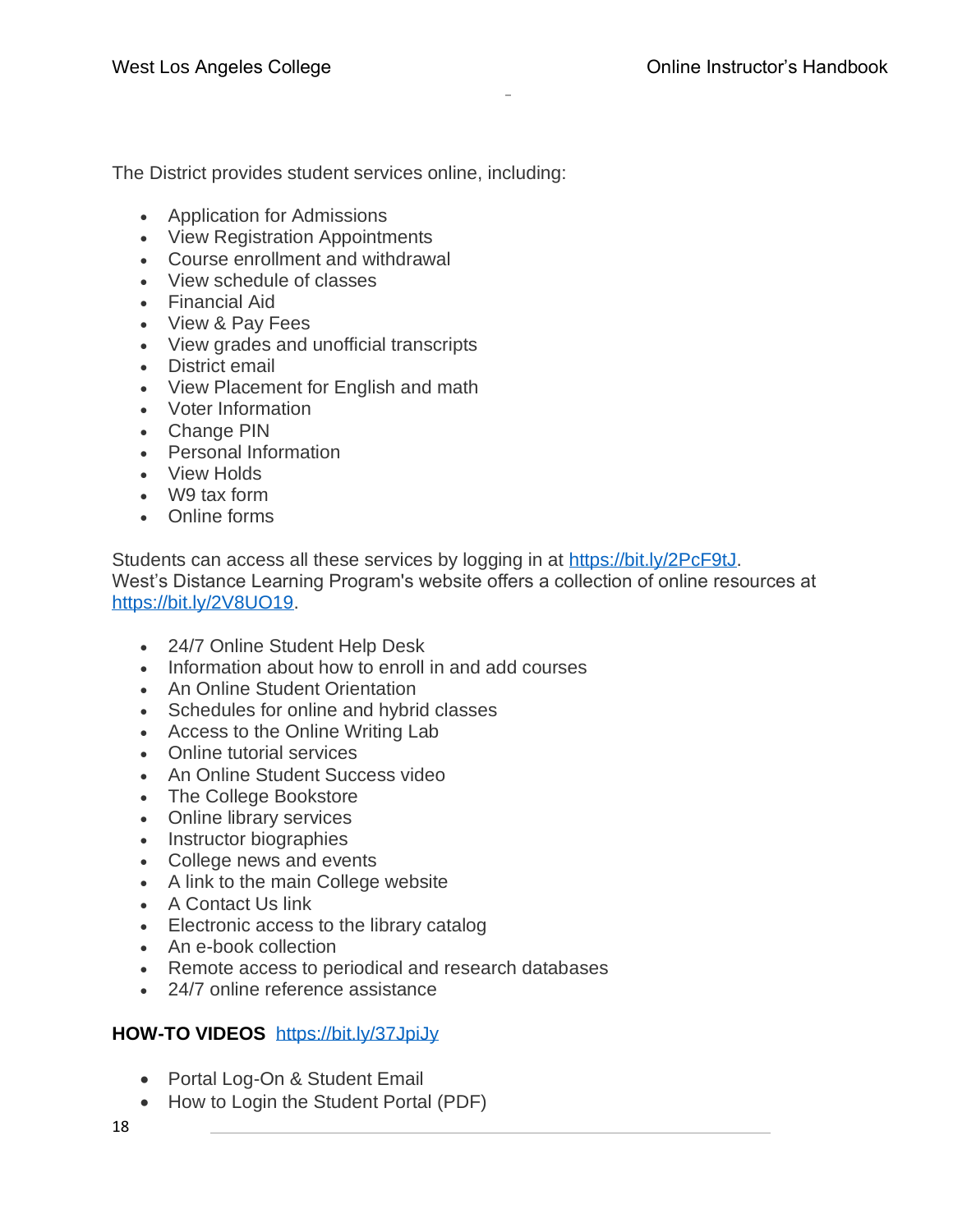The District provides student services online, including:

- Application for Admissions
- View Registration Appointments
- Course enrollment and withdrawal
- View schedule of classes
- Financial Aid
- View & Pay Fees
- View grades and unofficial transcripts
- District email
- View Placement for English and math
- Voter Information
- Change PIN
- Personal Information
- View Holds
- W9 tax form
- Online forms

Students can access all these services by logging in at [https://bit.ly/2PcF9tJ](https://bit.ly/2PcF9tJ).
West's Distance Learning Program's website offers a collection of online resources at [https://bit.ly/2V8UO19](https://bit.ly/2V8UO19).

- 24/7 Online Student Help Desk
- Information about how to enroll in and add courses
- An Online Student Orientation
- Schedules for online and hybrid classes
- Access to the Online Writing Lab
- Online tutorial services
- An Online Student Success video
- The College Bookstore
- Online library services
- Instructor biographies
- College news and events
- A link to the main College website
- A Contact Us link
- Electronic access to the library catalog
- An e-book collection
- Remote access to periodical and research databases
- 24/7 online reference assistance

**HOW-TO VIDEOS** [https://bit.ly/37JpiJy](https://bit.ly/37JpiJy)

- Portal Log-On & Student Email
- How to Login the Student Portal (PDF)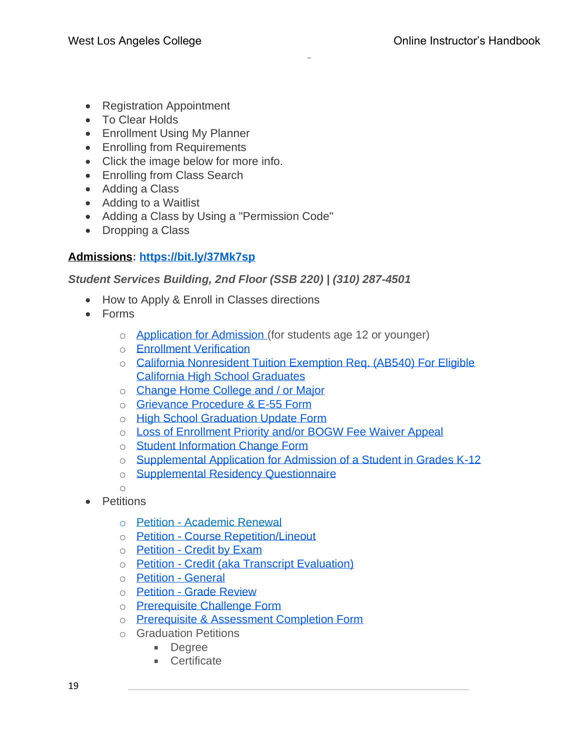- Registration Appointment
- To Clear Holds
- Enrollment Using My Planner
- Enrolling from Requirements
- Click the image below for more info.
- Enrolling from Class Search
- Adding a Class
- Adding to a Waitlist
- Adding a Class by Using a "Permission Code"
- Dropping a Class

**Admissions**: **https://bit.ly/37Mk7sp**

***Student Services Building, 2nd Floor (SSB 220) | (310) 287-4501***

- How to Apply & Enroll in Classes directions
- Forms
  - Application for Admission (for students age 12 or younger)
  - Enrollment Verification
  - California Nonresident Tuition Exemption Req. (AB540) For Eligible California High School Graduates
  - Change Home College and / or Major
  - Grievance Procedure & E-55 Form
  - High School Graduation Update Form
  - Loss of Enrollment Priority and/or BOGW Fee Waiver Appeal
  - Student Information Change Form
  - Supplemental Application for Admission of a Student in Grades K-12
  - Supplemental Residency Questionnaire
- Petitions
  - Petition - Academic Renewal
  - Petition - Course Repetition/Lineout
  - Petition - Credit by Exam
  - Petition - Credit (aka Transcript Evaluation)
  - Petition - General
  - Petition - Grade Review
  - Prerequisite Challenge Form
  - Prerequisite & Assessment Completion Form
  - Graduation Petitions
    - Degree
    - Certificate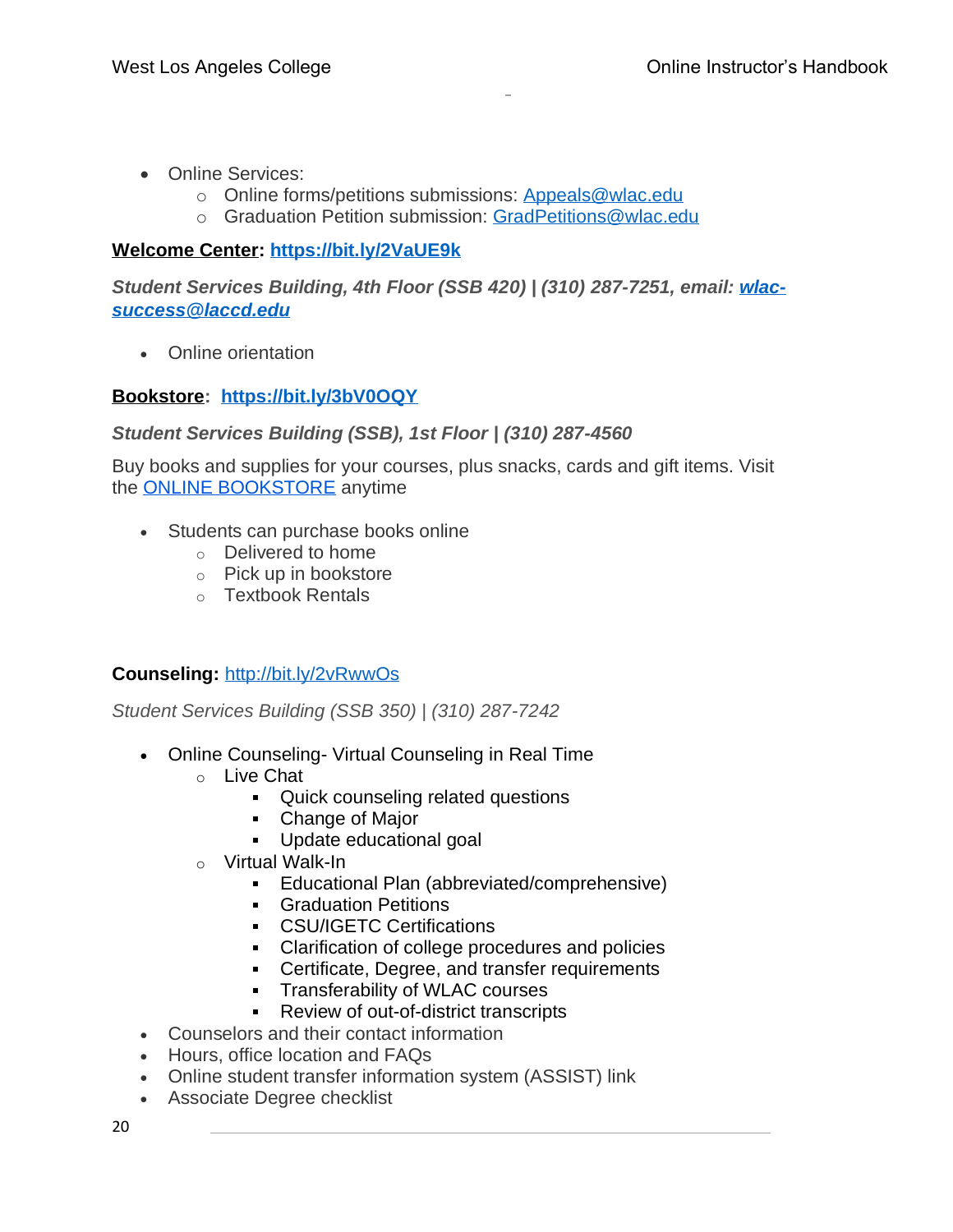- Online Services:
    - Online forms/petitions submissions: [Appeals@wlac.edu](mailto:Appeals@wlac.edu)
    - Graduation Petition submission: [GradPetitions@wlac.edu](mailto:GradPetitions@wlac.edu)

**Welcome Center: https://bit.ly/2VaUE9k**

***Student Services Building, 4th Floor (SSB 420) | (310) 287-7251, email: wlac-success@laccd.edu***

- Online orientation

**Bookstore: https://bit.ly/3bV0OQY**

***Student Services Building (SSB), 1st Floor | (310) 287-4560***

Buy books and supplies for your courses, plus snacks, cards and gift items. Visit the ONLINE BOOKSTORE anytime

- Students can purchase books online
    - Delivered to home
    - Pick up in bookstore
    - Textbook Rentals

**Counseling:** http://bit.ly/2vRwwOs

*Student Services Building (SSB 350) | (310) 287-7242*

- Online Counseling- Virtual Counseling in Real Time
    - Live Chat
        - Quick counseling related questions
        - Change of Major
        - Update educational goal
    - Virtual Walk-In
        - Educational Plan (abbreviated/comprehensive)
        - Graduation Petitions
        - CSU/IGETC Certifications
        - Clarification of college procedures and policies
        - Certificate, Degree, and transfer requirements
        - Transferability of WLAC courses
        - Review of out-of-district transcripts
- Counselors and their contact information
- Hours, office location and FAQs
- Online student transfer information system (ASSIST) link
- Associate Degree checklist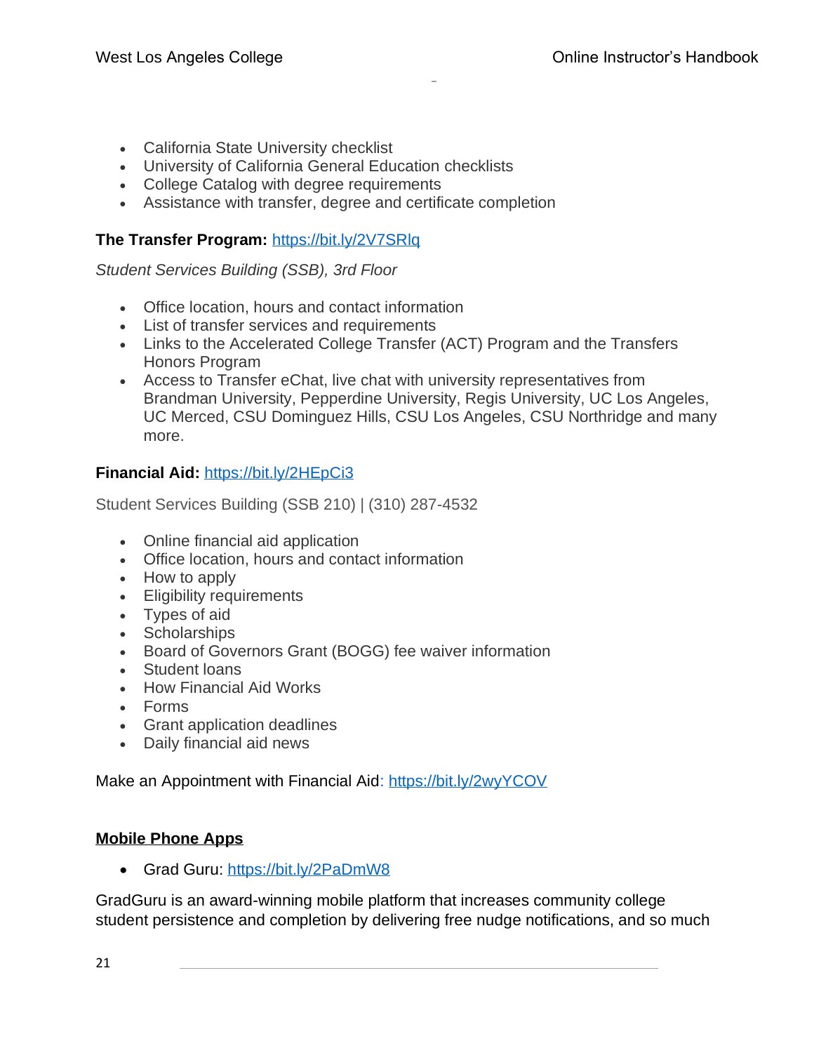- California State University checklist
- University of California General Education checklists
- College Catalog with degree requirements
- Assistance with transfer, degree and certificate completion

**The Transfer Program:** https://bit.ly/2V7SRlq

*Student Services Building (SSB), 3rd Floor*

- Office location, hours and contact information
- List of transfer services and requirements
- Links to the Accelerated College Transfer (ACT) Program and the Transfers Honors Program
- Access to Transfer eChat, live chat with university representatives from Brandman University, Pepperdine University, Regis University, UC Los Angeles, UC Merced, CSU Dominguez Hills, CSU Los Angeles, CSU Northridge and many more.

**Financial Aid:** https://bit.ly/2HEpCi3

Student Services Building (SSB 210) | (310) 287-4532

- Online financial aid application
- Office location, hours and contact information
- How to apply
- Eligibility requirements
- Types of aid
- Scholarships
- Board of Governors Grant (BOGG) fee waiver information
- Student loans
- How Financial Aid Works
- Forms
- Grant application deadlines
- Daily financial aid news

Make an Appointment with Financial Aid: https://bit.ly/2wyYCOV

## Mobile Phone Apps

- Grad Guru: https://bit.ly/2PaDmW8

GradGuru is an award-winning mobile platform that increases community college student persistence and completion by delivering free nudge notifications, and so much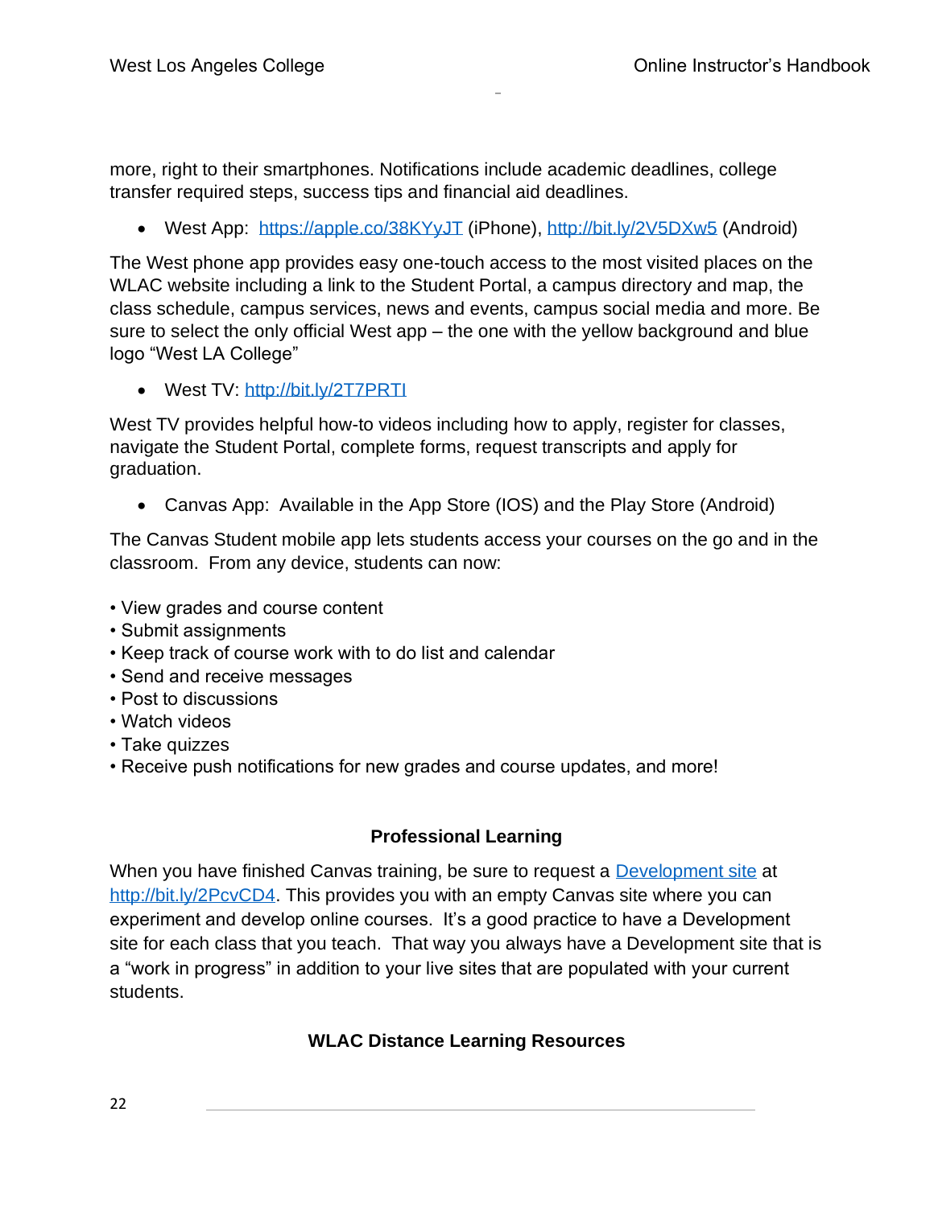more, right to their smartphones. Notifications include academic deadlines, college transfer required steps, success tips and financial aid deadlines.

- West App: https://apple.co/38KYyJT (iPhone), http://bit.ly/2V5DXw5 (Android)

The West phone app provides easy one-touch access to the most visited places on the WLAC website including a link to the Student Portal, a campus directory and map, the class schedule, campus services, news and events, campus social media and more. Be sure to select the only official West app – the one with the yellow background and blue logo "West LA College"

- West TV: http://bit.ly/2T7PRTI

West TV provides helpful how-to videos including how to apply, register for classes, navigate the Student Portal, complete forms, request transcripts and apply for graduation.

- Canvas App: Available in the App Store (IOS) and the Play Store (Android)

The Canvas Student mobile app lets students access your courses on the go and in the classroom. From any device, students can now:

- View grades and course content
- Submit assignments
- Keep track of course work with to do list and calendar
- Send and receive messages
- Post to discussions
- Watch videos
- Take quizzes
- Receive push notifications for new grades and course updates, and more!

## Professional Learning

When you have finished Canvas training, be sure to request a Development site at http://bit.ly/2PcvCD4. This provides you with an empty Canvas site where you can experiment and develop online courses. It's a good practice to have a Development site for each class that you teach. That way you always have a Development site that is a "work in progress" in addition to your live sites that are populated with your current students.

## WLAC Distance Learning Resources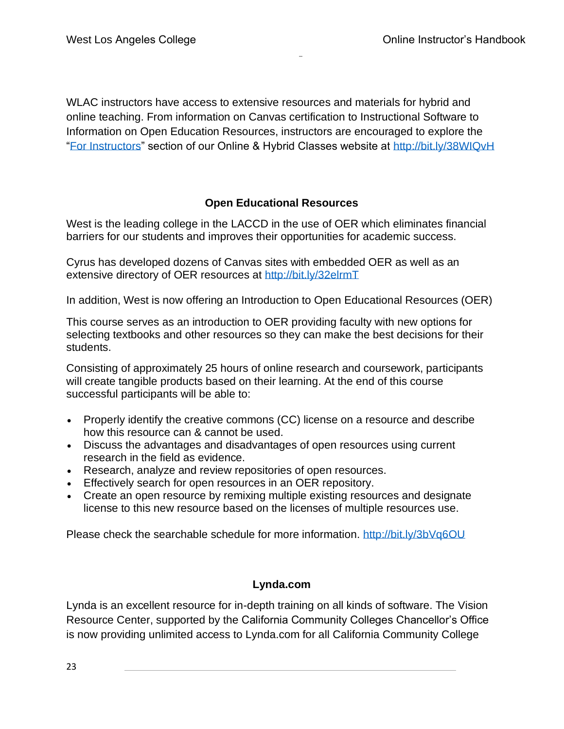WLAC instructors have access to extensive resources and materials for hybrid and online teaching. From information on Canvas certification to Instructional Software to Information on Open Education Resources, instructors are encouraged to explore the "[For Instructors]" section of our Online & Hybrid Classes website at http://bit.ly/38WIQvH

## Open Educational Resources

West is the leading college in the LACCD in the use of OER which eliminates financial barriers for our students and improves their opportunities for academic success.

Cyrus has developed dozens of Canvas sites with embedded OER as well as an extensive directory of OER resources at http://bit.ly/32elrmT

In addition, West is now offering an Introduction to Open Educational Resources (OER)

This course serves as an introduction to OER providing faculty with new options for selecting textbooks and other resources so they can make the best decisions for their students.

Consisting of approximately 25 hours of online research and coursework, participants will create tangible products based on their learning. At the end of this course successful participants will be able to:

- Properly identify the creative commons (CC) license on a resource and describe how this resource can & cannot be used.
- Discuss the advantages and disadvantages of open resources using current research in the field as evidence.
- Research, analyze and review repositories of open resources.
- Effectively search for open resources in an OER repository.
- Create an open resource by remixing multiple existing resources and designate license to this new resource based on the licenses of multiple resources use.

Please check the searchable schedule for more information. http://bit.ly/3bVq6OU

## Lynda.com

Lynda is an excellent resource for in-depth training on all kinds of software. The Vision Resource Center, supported by the California Community Colleges Chancellor's Office is now providing unlimited access to Lynda.com for all California Community College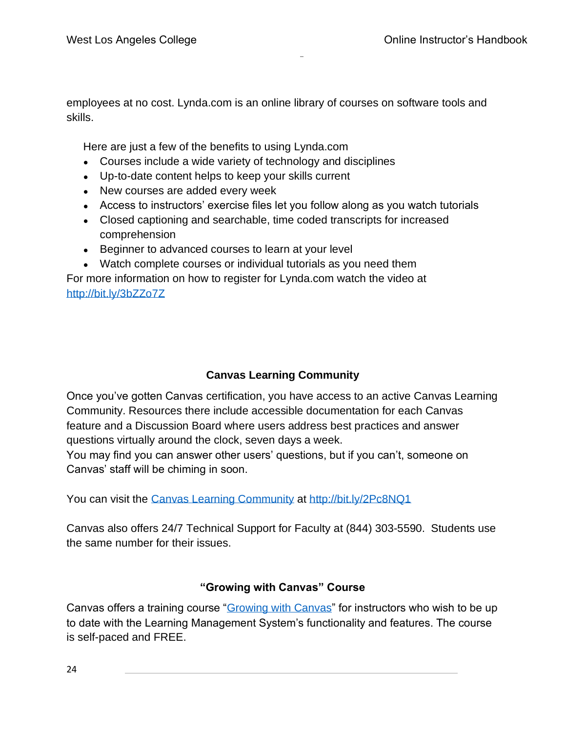employees at no cost. Lynda.com is an online library of courses on software tools and skills.

Here are just a few of the benefits to using Lynda.com

- Courses include a wide variety of technology and disciplines
- Up-to-date content helps to keep your skills current
- New courses are added every week
- Access to instructors' exercise files let you follow along as you watch tutorials
- Closed captioning and searchable, time coded transcripts for increased comprehension
- Beginner to advanced courses to learn at your level
- Watch complete courses or individual tutorials as you need them

For more information on how to register for Lynda.com watch the video at http://bit.ly/3bZZo7Z

## Canvas Learning Community

Once you've gotten Canvas certification, you have access to an active Canvas Learning Community. Resources there include accessible documentation for each Canvas feature and a Discussion Board where users address best practices and answer questions virtually around the clock, seven days a week.
You may find you can answer other users' questions, but if you can't, someone on Canvas' staff will be chiming in soon.

You can visit the Canvas Learning Community at http://bit.ly/2Pc8NQ1

Canvas also offers 24/7 Technical Support for Faculty at (844) 303-5590. Students use the same number for their issues.

## "Growing with Canvas" Course

Canvas offers a training course "Growing with Canvas" for instructors who wish to be up to date with the Learning Management System's functionality and features. The course is self-paced and FREE.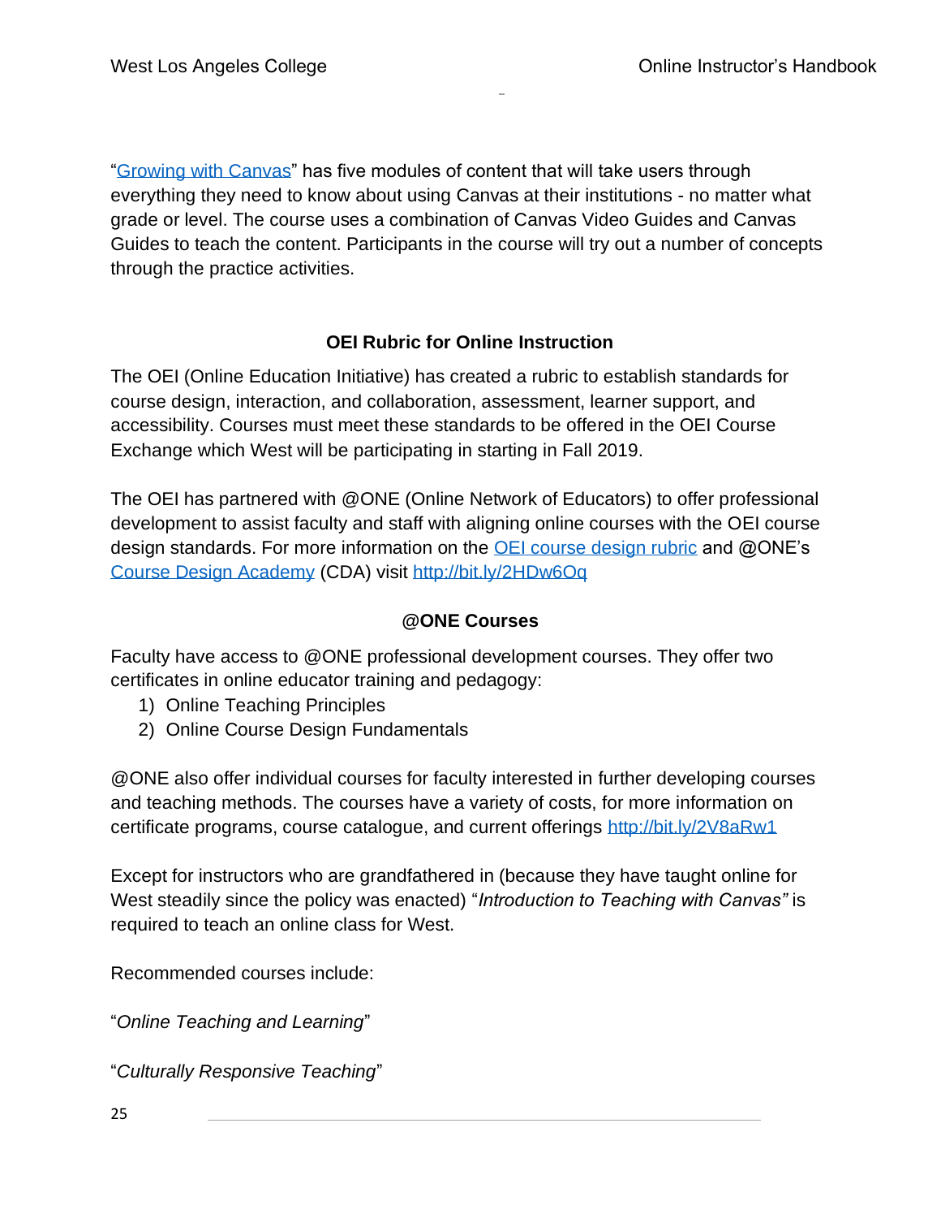"[Growing with Canvas]" has five modules of content that will take users through everything they need to know about using Canvas at their institutions - no matter what grade or level. The course uses a combination of Canvas Video Guides and Canvas Guides to teach the content. Participants in the course will try out a number of concepts through the practice activities.

## OEI Rubric for Online Instruction

The OEI (Online Education Initiative) has created a rubric to establish standards for course design, interaction, and collaboration, assessment, learner support, and accessibility. Courses must meet these standards to be offered in the OEI Course Exchange which West will be participating in starting in Fall 2019.

The OEI has partnered with @ONE (Online Network of Educators) to offer professional development to assist faculty and staff with aligning online courses with the OEI course design standards. For more information on the OEI course design rubric and @ONE's Course Design Academy (CDA) visit http://bit.ly/2HDw6Oq

## @ONE Courses

Faculty have access to @ONE professional development courses. They offer two certificates in online educator training and pedagogy:

1) Online Teaching Principles
2) Online Course Design Fundamentals

@ONE also offer individual courses for faculty interested in further developing courses and teaching methods. The courses have a variety of costs, for more information on certificate programs, course catalogue, and current offerings http://bit.ly/2V8aRw1

Except for instructors who are grandfathered in (because they have taught online for West steadily since the policy was enacted) "*Introduction to Teaching with Canvas"* is required to teach an online class for West.

Recommended courses include:

"*Online Teaching and Learning*"

"*Culturally Responsive Teaching*"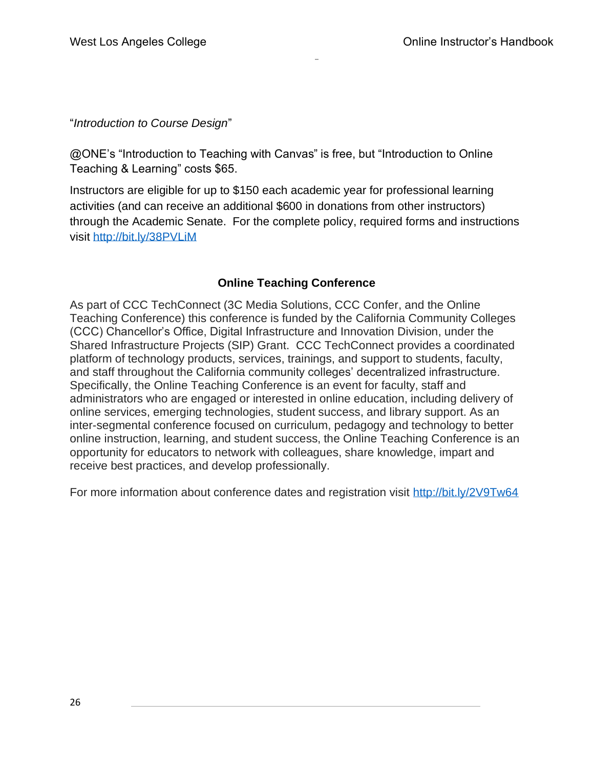"*Introduction to Course Design*"

@ONE's "Introduction to Teaching with Canvas" is free, but "Introduction to Online Teaching & Learning" costs $65.

Instructors are eligible for up to $150 each academic year for professional learning activities (and can receive an additional $600 in donations from other instructors) through the Academic Senate. For the complete policy, required forms and instructions visit [http://bit.ly/38PVLiM](http://bit.ly/38PVLiM)

## Online Teaching Conference

As part of CCC TechConnect (3C Media Solutions, CCC Confer, and the Online Teaching Conference) this conference is funded by the California Community Colleges (CCC) Chancellor's Office, Digital Infrastructure and Innovation Division, under the Shared Infrastructure Projects (SIP) Grant. CCC TechConnect provides a coordinated platform of technology products, services, trainings, and support to students, faculty, and staff throughout the California community colleges' decentralized infrastructure. Specifically, the Online Teaching Conference is an event for faculty, staff and administrators who are engaged or interested in online education, including delivery of online services, emerging technologies, student success, and library support. As an inter-segmental conference focused on curriculum, pedagogy and technology to better online instruction, learning, and student success, the Online Teaching Conference is an opportunity for educators to network with colleagues, share knowledge, impart and receive best practices, and develop professionally.

For more information about conference dates and registration visit [http://bit.ly/2V9Tw64](http://bit.ly/2V9Tw64)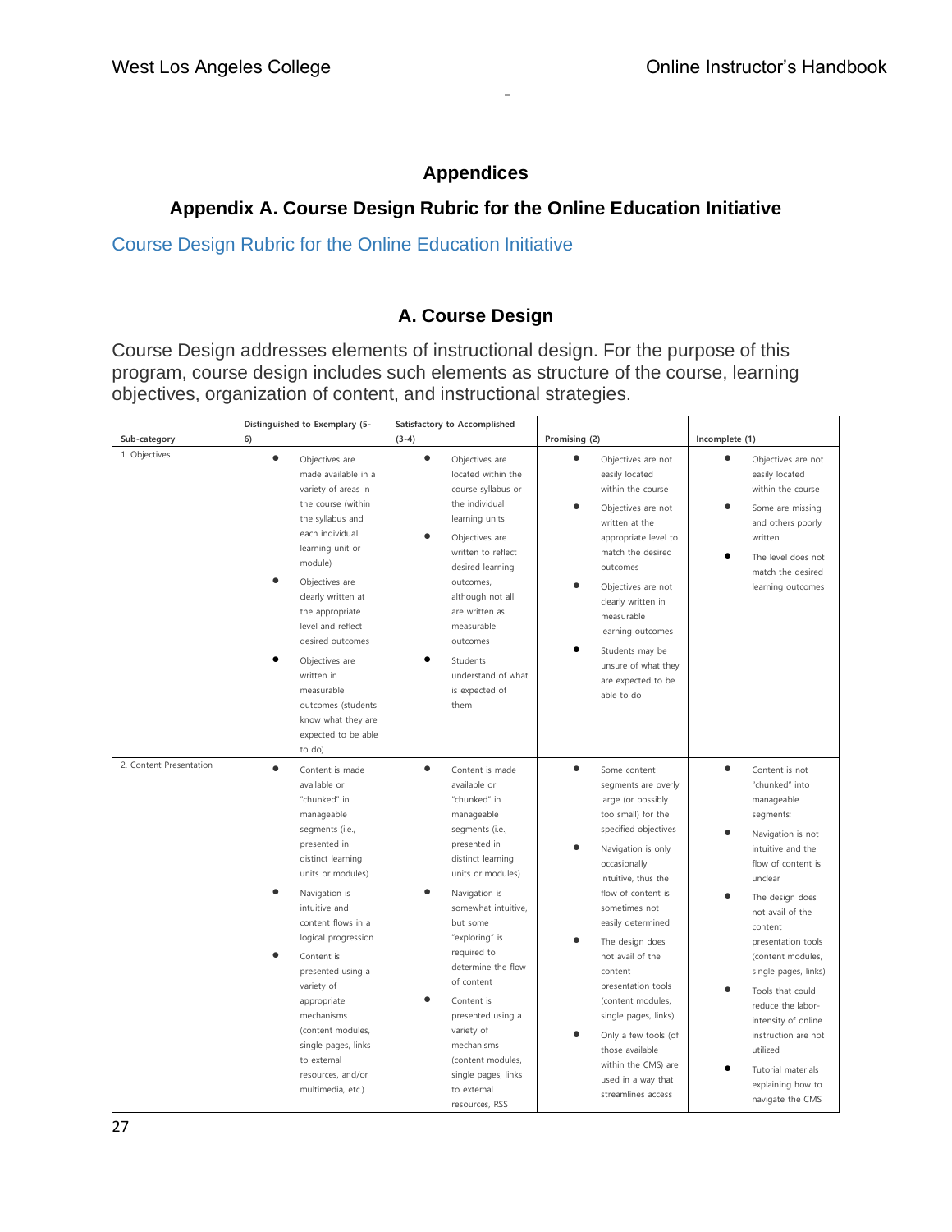# Appendices

## Appendix A. Course Design Rubric for the Online Education Initiative

[Course Design Rubric for the Online Education Initiative]

### A. Course Design

Course Design addresses elements of instructional design. For the purpose of this program, course design includes such elements as structure of the course, learning objectives, organization of content, and instructional strategies.

| Sub-category | Distinguished to Exemplary (5-6) | Satisfactory to Accomplished (3-4) | Promising (2) | Incomplete (1) |
|---|---|---|---|---|
| 1. Objectives | • Objectives are made available in a variety of areas in the course (within the syllabus and each individual learning unit or module)<br>• Objectives are clearly written at the appropriate level and reflect desired outcomes<br>• Objectives are written in measurable outcomes (students know what they are expected to be able to do) | • Objectives are located within the course syllabus or the individual learning units<br>• Objectives are written to reflect desired learning outcomes, although not all are written as measurable outcomes<br>• Students understand of what is expected of them | • Objectives are not easily located within the course<br>• Objectives are not written at the appropriate level to match the desired outcomes<br>• Objectives are not clearly written in measurable learning outcomes<br>• Students may be unsure of what they are expected to be able to do | • Objectives are not easily located within the course<br>• Some are missing and others poorly written<br>• The level does not match the desired learning outcomes |
| 2. Content Presentation | • Content is made available or "chunked" in manageable segments (i.e., presented in distinct learning units or modules)<br>• Navigation is intuitive and content flows in a logical progression<br>• Content is presented using a variety of appropriate mechanisms (content modules, single pages, links to external resources, and/or multimedia, etc.) | • Content is made available or "chunked" in manageable segments (i.e., presented in distinct learning units or modules)<br>• Navigation is somewhat intuitive, but some "exploring" is required to determine the flow of content<br>• Content is presented using a variety of mechanisms (content modules, single pages, links to external resources, RSS | • Some content segments are overly large (or possibly too small) for the specified objectives<br>• Navigation is only occasionally intuitive, thus the flow of content is sometimes not easily determined<br>• The design does not avail of the content presentation tools (content modules, single pages, links)<br>• Only a few tools (of those available within the CMS) are used in a way that streamlines access | • Content is not "chunked" into manageable segments;<br>• Navigation is not intuitive and the flow of content is unclear<br>• The design does not avail of the content presentation tools (content modules, single pages, links)<br>• Tools that could reduce the labor-intensity of online instruction are not utilized<br>• Tutorial materials explaining how to navigate the CMS |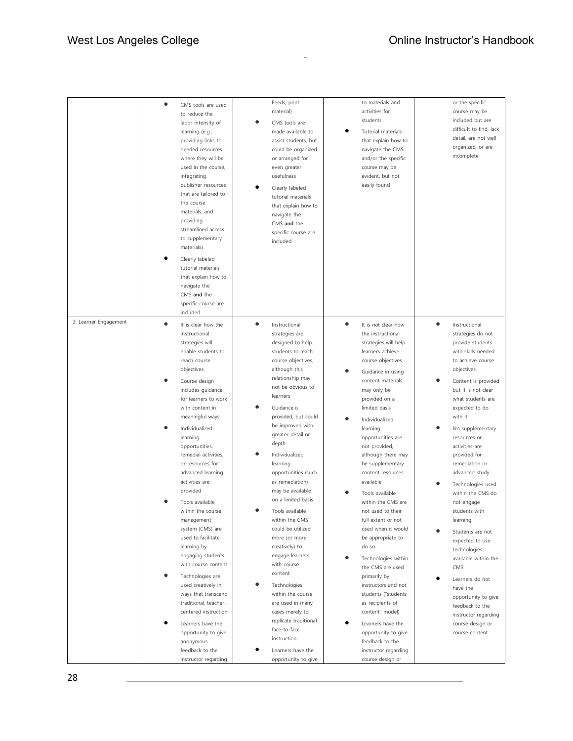| | | | | |
|---|---|---|---|---|
| | • CMS tools are used to reduce the labor-intensity of learning (e.g., providing links to needed resources where they will be used in the course, integrating publisher resources that are tailored to the course materials, and providing streamlined access to supplementary materials)<br>• Clearly labeled tutorial materials that explain how to navigate the CMS **and** the specific course are included | Feeds, print material)<br>• CMS tools are made available to assist students, but could be organized or arranged for even greater usefulness<br>• Clearly labeled tutorial materials that explain how to navigate the CMS **and** the specific course are included | to materials and activities for students<br>• Tutorial materials that explain how to navigate the CMS and/or the specific course may be evident, but not easily found | or the specific course may be included but are difficult to find, lack detail, are not well organized, or are incomplete |
| 3. Learner Engagement | • It is clear how the instructional strategies will enable students to reach course objectives<br>• Course design includes guidance for learners to work with content in meaningful ways<br>• Individualized learning opportunities, remedial activities, or resources for advanced learning activities are provided<br>• Tools available within the course management system (CMS) are used to facilitate learning by engaging students with course content<br>• Technologies are used creatively in ways that transcend traditional, teacher-centered instruction<br>• Learners have the opportunity to give anonymous feedback to the instructor regarding | • Instructional strategies are designed to help students to reach course objectives, although this relationship may not be obvious to learners<br>• Guidance is provided, but could be improved with greater detail or depth<br>• Individualized learning opportunities (such as remediation) may be available on a limited basis<br>• Tools available within the CMS could be utilized more (or more creatively) to engage learners with course content<br>• Technologies within the course are used in many cases merely to replicate traditional face-to-face instruction<br>• Learners have the opportunity to give | • It is not clear how the instructional strategies will help learners achieve course objectives<br>• Guidance in using content materials may only be provided on a limited basis<br>• Individualized learning opportunities are not provided, although there may be supplementary content resources available<br>• Tools available within the CMS are not used to their full extent or not used when it would be appropriate to do so<br>• Technologies within the CMS are used primarily by instructors and not students ("students as recipients of content" model)<br>• Learners have the opportunity to give feedback to the instructor regarding course design or | • Instructional strategies do not provide students with skills needed to achieve course objectives<br>• Content is provided but it is not clear what students are expected to do with it<br>• No supplementary resources or activities are provided for remediation or advanced study<br>• Technologies used within the CMS do not engage students with learning<br>• Students are not expected to use technologies available within the CMS<br>• Learners do not have the opportunity to give feedback to the instructor regarding course design or course content |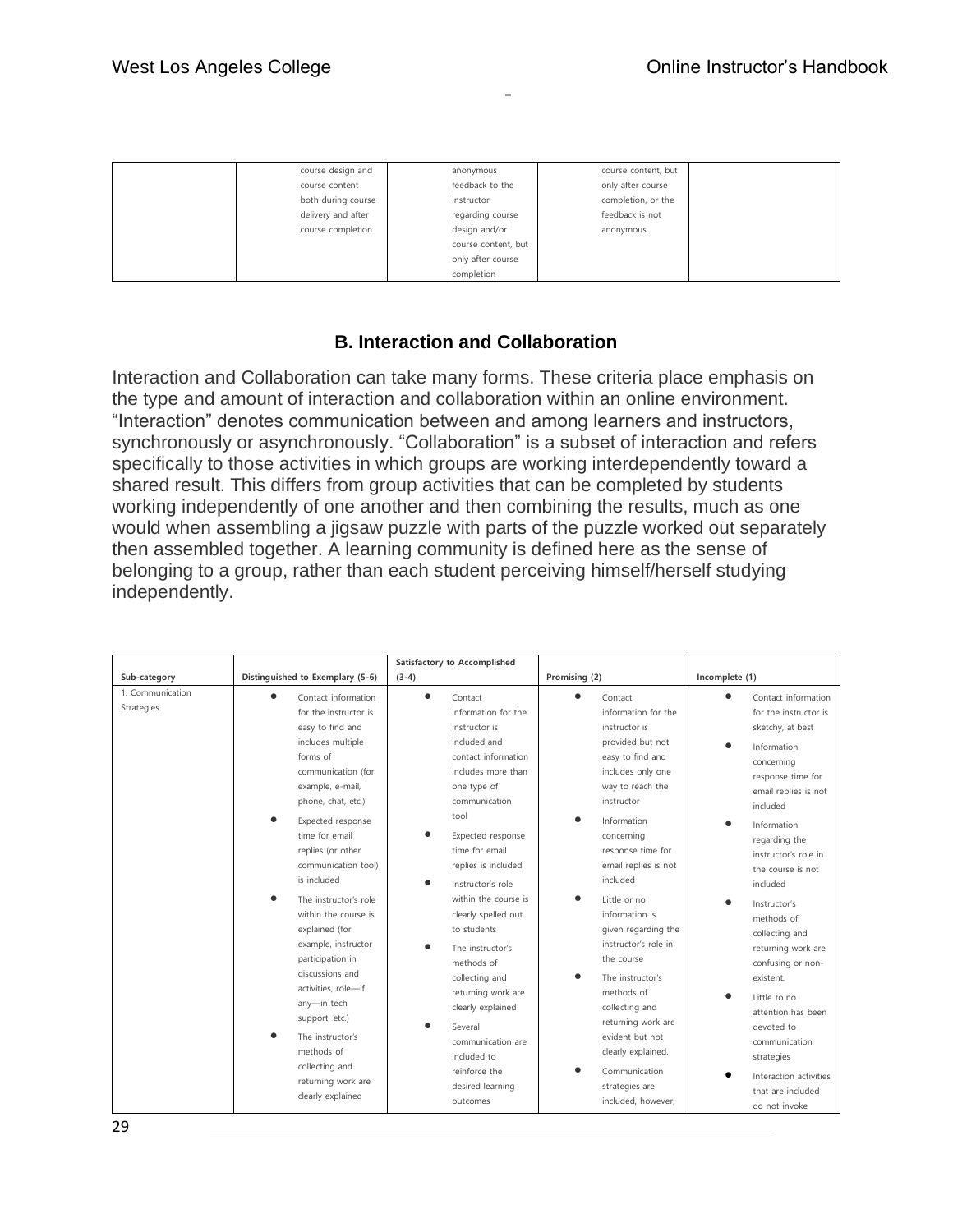| | | | | |
|---|---|---|---|---|
| | course design and course content both during course delivery and after course completion | anonymous feedback to the instructor regarding course design and/or course content, but only after course completion | course content, but only after course completion, or the feedback is not anonymous | |

### B. Interaction and Collaboration

Interaction and Collaboration can take many forms. These criteria place emphasis on the type and amount of interaction and collaboration within an online environment. "Interaction" denotes communication between and among learners and instructors, synchronously or asynchronously. "Collaboration" is a subset of interaction and refers specifically to those activities in which groups are working interdependently toward a shared result. This differs from group activities that can be completed by students working independently of one another and then combining the results, much as one would when assembling a jigsaw puzzle with parts of the puzzle worked out separately then assembled together. A learning community is defined here as the sense of belonging to a group, rather than each student perceiving himself/herself studying independently.

| Sub-category | Distinguished to Exemplary (5-6) | Satisfactory to Accomplished (3-4) | Promising (2) | Incomplete (1) |
|---|---|---|---|---|
| 1. Communication Strategies | • Contact information for the instructor is easy to find and includes multiple forms of communication (for example, e-mail, phone, chat, etc.)<br>• Expected response time for email replies (or other communication tool) is included<br>• The instructor's role within the course is explained (for example, instructor participation in discussions and activities, role—if any—in tech support, etc.)<br>• The instructor's methods of collecting and returning work are clearly explained | • Contact information for the instructor is included and contact information includes more than one type of communication tool<br>• Expected response time for email replies is included<br>• Instructor's role within the course is clearly spelled out to students<br>• The instructor's methods of collecting and returning work are clearly explained<br>• Several communication are included to reinforce the desired learning outcomes | • Contact information for the instructor is provided but not easy to find and includes only one way to reach the instructor<br>• Information concerning response time for email replies is not included<br>• Little or no information is given regarding the instructor's role in the course<br>• The instructor's methods of collecting and returning work are evident but not clearly explained.<br>• Communication strategies are included, however, | • Contact information for the instructor is sketchy, at best<br>• Information concerning response time for email replies is not included<br>• Information regarding the instructor's role in the course is not included<br>• Instructor's methods of collecting and returning work are confusing or non-existent.<br>• Little to no attention has been devoted to communication strategies<br>• Interaction activities that are included do not invoke |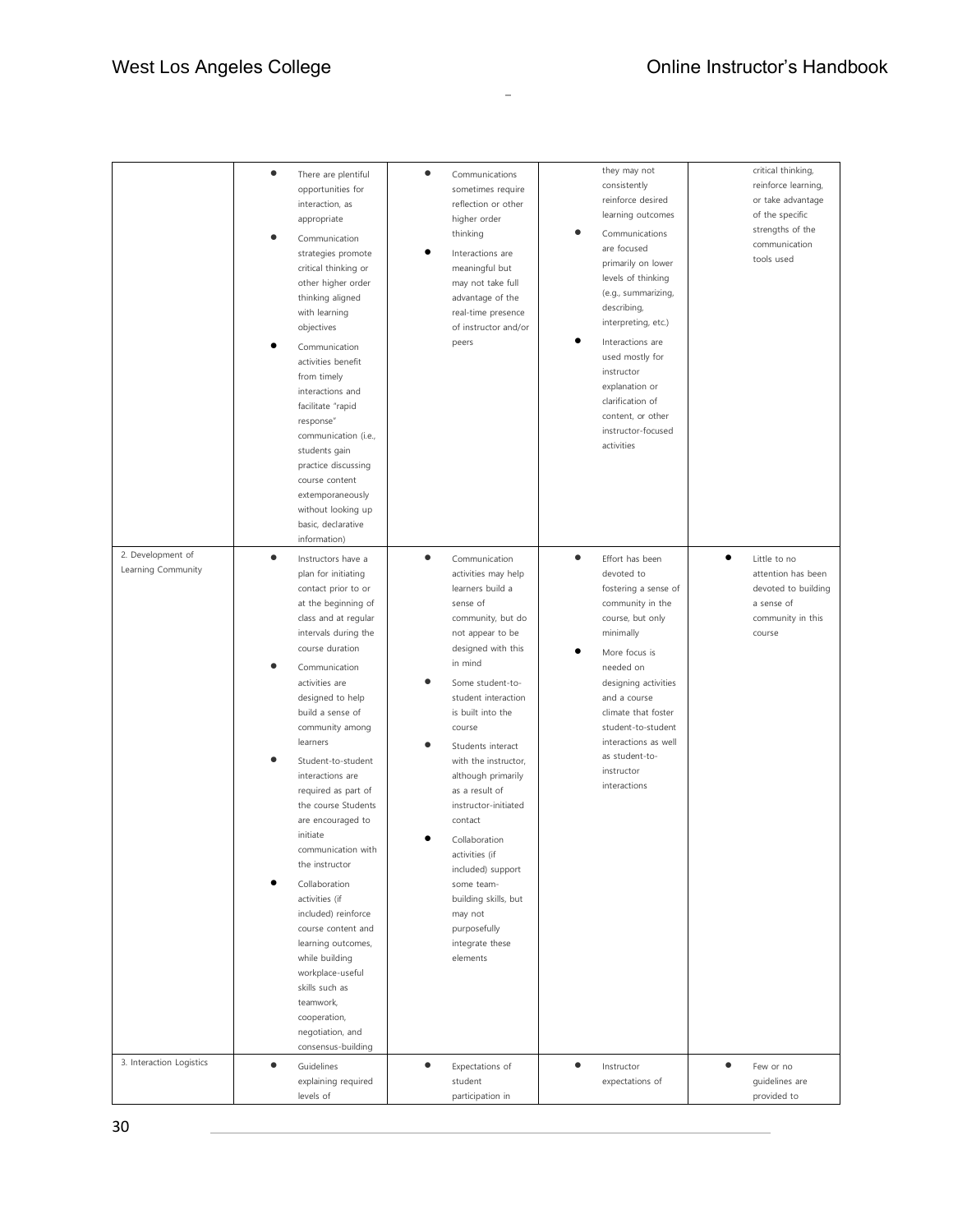| | | | | |
|---|---|---|---|---|
| | • There are plentiful opportunities for interaction, as appropriate<br>• Communication strategies promote critical thinking or other higher order thinking aligned with learning objectives<br>• Communication activities benefit from timely interactions and facilitate "rapid response" communication (i.e., students gain practice discussing course content extemporaneously without looking up basic, declarative information) | • Communications sometimes require reflection or other higher order thinking<br>• Interactions are meaningful but may not take full advantage of the real-time presence of instructor and/or peers | they may not consistently reinforce desired learning outcomes<br>• Communications are focused primarily on lower levels of thinking (e.g., summarizing, describing, interpreting, etc.)<br>• Interactions are used mostly for instructor explanation or clarification of content, or other instructor-focused activities | critical thinking, reinforce learning, or take advantage of the specific strengths of the communication tools used |
| 2. Development of Learning Community | • Instructors have a plan for initiating contact prior to or at the beginning of class and at regular intervals during the course duration<br>• Communication activities are designed to help build a sense of community among learners<br>• Student-to-student interactions are required as part of the course Students are encouraged to initiate communication with the instructor<br>• Collaboration activities (if included) reinforce course content and learning outcomes, while building workplace-useful skills such as teamwork, cooperation, negotiation, and consensus-building | • Communication activities may help learners build a sense of community, but do not appear to be designed with this in mind<br>• Some student-to-student interaction is built into the course<br>• Students interact with the instructor, although primarily as a result of instructor-initiated contact<br>• Collaboration activities (if included) support some team-building skills, but may not purposefully integrate these elements | • Effort has been devoted to fostering a sense of community in the course, but only minimally<br>• More focus is needed on designing activities and a course climate that foster student-to-student interactions as well as student-to-instructor interactions | • Little to no attention has been devoted to building a sense of community in this course |
| 3. Interaction Logistics | • Guidelines explaining required levels of | • Expectations of student participation in | • Instructor expectations of | • Few or no guidelines are provided to |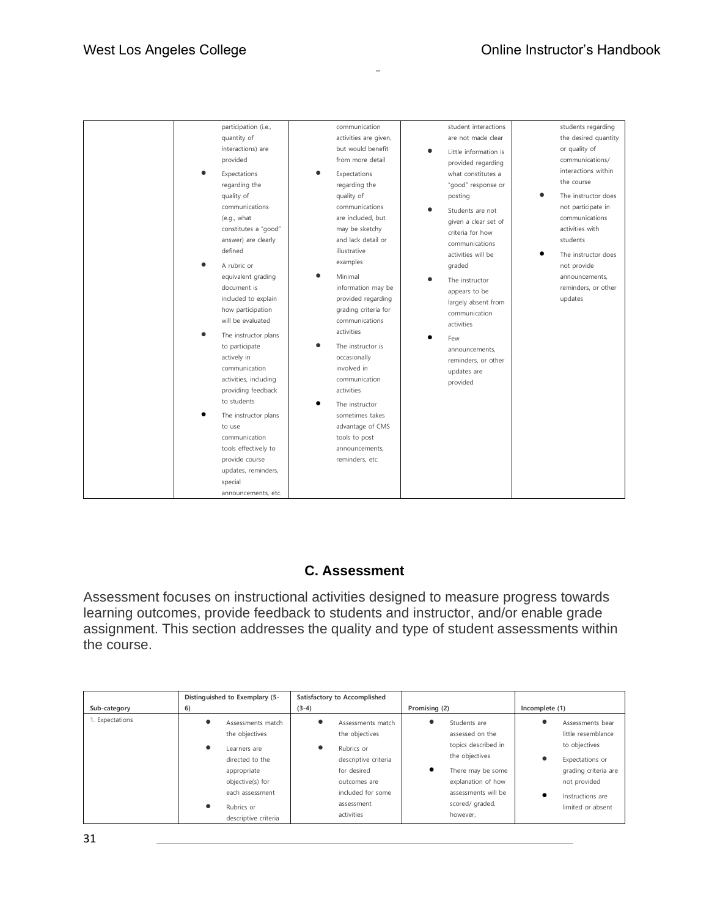| | | | | |
|---|---|---|---|---|
| | participation (i.e., quantity of interactions) are provided<br>• Expectations regarding the quality of communications (e.g., what constitutes a "good" answer) are clearly defined<br>• A rubric or equivalent grading document is included to explain how participation will be evaluated<br>• The instructor plans to participate actively in communication activities, including providing feedback to students<br>• The instructor plans to use communication tools effectively to provide course updates, reminders, special announcements, etc. | communication activities are given, but would benefit from more detail<br>• Expectations regarding the quality of communications are included, but may be sketchy and lack detail or illustrative examples<br>• Minimal information may be provided regarding grading criteria for communications activities<br>• The instructor is occasionally involved in communication activities<br>• The instructor sometimes takes advantage of CMS tools to post announcements, reminders, etc. | student interactions are not made clear<br>• Little information is provided regarding what constitutes a "good" response or posting<br>• Students are not given a clear set of criteria for how communications activities will be graded<br>• The instructor appears to be largely absent from communication activities<br>• Few announcements, reminders, or other updates are provided | students regarding the desired quantity or quality of communications/ interactions within the course<br>• The instructor does not participate in communications activities with students<br>• The instructor does not provide announcements, reminders, or other updates |

## C. Assessment

Assessment focuses on instructional activities designed to measure progress towards learning outcomes, provide feedback to students and instructor, and/or enable grade assignment. This section addresses the quality and type of student assessments within the course.

| Sub-category | Distinguished to Exemplary (5-6) | Satisfactory to Accomplished (3-4) | Promising (2) | Incomplete (1) |
|---|---|---|---|---|
| 1. Expectations | • Assessments match the objectives<br>• Learners are directed to the appropriate objective(s) for each assessment<br>• Rubrics or descriptive criteria | • Assessments match the objectives<br>• Rubrics or descriptive criteria for desired outcomes are included for some assessment activities | • Students are assessed on the topics described in the objectives<br>• There may be some explanation of how assessments will be scored/ graded, however, | • Assessments bear little resemblance to objectives<br>• Expectations or grading criteria are not provided<br>• Instructions are limited or absent |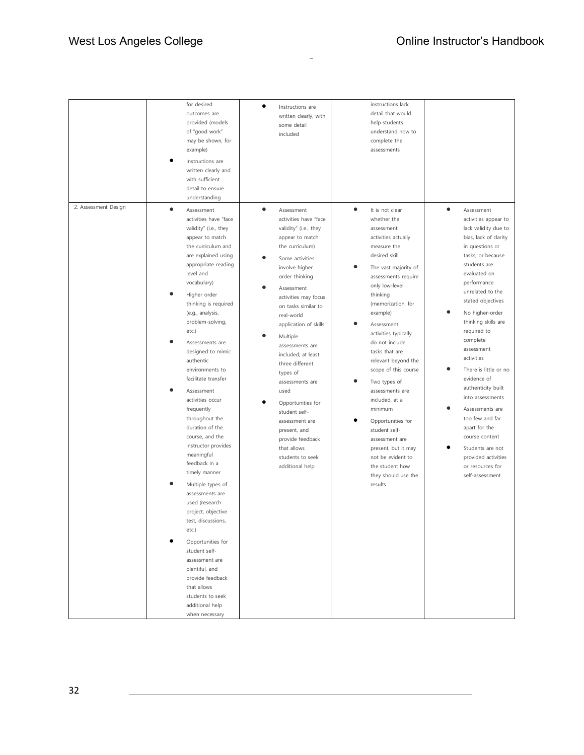| | | | | |
|---|---|---|---|---|
| | for desired outcomes are provided (models of "good work" may be shown, for example)<br>• Instructions are written clearly and with sufficient detail to ensure understanding | • Instructions are written clearly, with some detail included | instructions lack detail that would help students understand how to complete the assessments | |
| 2. Assessment Design | • Assessment activities have "face validity" (i.e., they appear to match the curriculum and are explained using appropriate reading level and vocabulary)<br>• Higher order thinking is required (e.g., analysis, problem-solving, etc.)<br>• Assessments are designed to mimic authentic environments to facilitate transfer<br>• Assessment activities occur frequently throughout the duration of the course, and the instructor provides meaningful feedback in a timely manner<br>• Multiple types of assessments are used (research project, objective test, discussions, etc.)<br>• Opportunities for student self-assessment are plentiful, and provide feedback that allows students to seek additional help when necessary | • Assessment activities have "face validity" (i.e., they appear to match the curriculum)<br>• Some activities involve higher order thinking<br>• Assessment activities may focus on tasks similar to real-world application of skills<br>• Multiple assessments are included; at least three different types of assessments are used<br>• Opportunities for student self-assessment are present, and provide feedback that allows students to seek additional help | • It is not clear whether the assessment activities actually measure the desired skill<br>• The vast majority of assessments require only low-level thinking (memorization, for example)<br>• Assessment activities typically do not include tasks that are relevant beyond the scope of this course<br>• Two types of assessments are included, at a minimum<br>• Opportunities for student self-assessment are present, but it may not be evident to the student how they should use the results | • Assessment activities appear to lack validity due to bias, lack of clarity in questions or tasks, or because students are evaluated on performance unrelated to the stated objectives<br>• No higher-order thinking skills are required to complete assessment activities<br>• There is little or no evidence of authenticity built into assessments<br>• Assessments are too few and far apart for the course content<br>• Students are not provided activities or resources for self-assessment |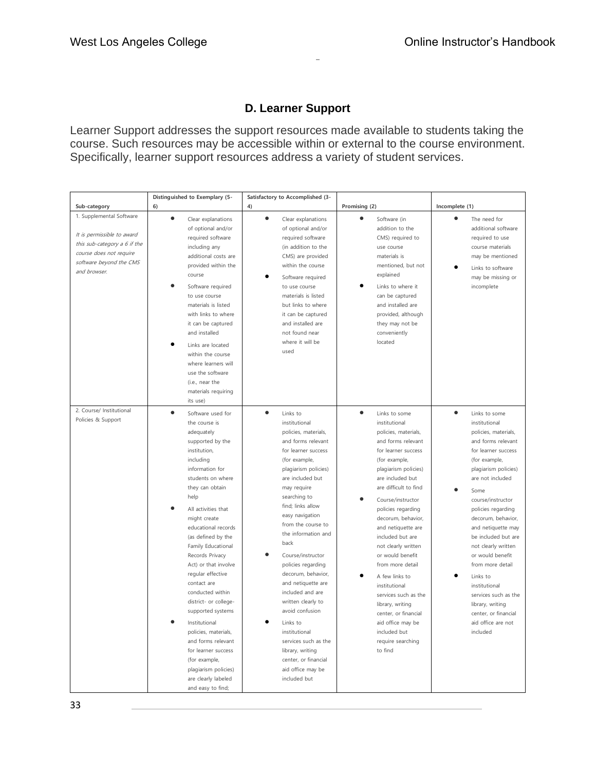## D. Learner Support

Learner Support addresses the support resources made available to students taking the course. Such resources may be accessible within or external to the course environment. Specifically, learner support resources address a variety of student services.

| Sub-category | Distinguished to Exemplary (5-6) | Satisfactory to Accomplished (3-4) | Promising (2) | Incomplete (1) |
|---|---|---|---|---|
| 1. Supplemental Software<br><br>*It is permissible to award this sub-category a 6 if the course does not require software beyond the CMS and browser.* | • Clear explanations of optional and/or required software including any additional costs are provided within the course<br>• Software required to use course materials is listed with links to where it can be captured and installed<br>• Links are located within the course where learners will use the software (i.e., near the materials requiring its use) | • Clear explanations of optional and/or required software (in addition to the CMS) are provided within the course<br>• Software required to use course materials is listed but links to where it can be captured and installed are not found near where it will be used | • Software (in addition to the CMS) required to use course materials is mentioned, but not explained<br>• Links to where it can be captured and installed are provided, although they may not be conveniently located | • The need for additional software required to use course materials may be mentioned<br>• Links to software may be missing or incomplete |
| 2. Course/ Institutional Policies & Support | • Software used for the course is adequately supported by the institution, including information for students on where they can obtain help<br>• All activities that might create educational records (as defined by the Family Educational Records Privacy Act) or that involve regular effective contact are conducted within district- or college-supported systems<br>• Institutional policies, materials, and forms relevant for learner success (for example, plagiarism policies) are clearly labeled and easy to find; | • Links to institutional policies, materials, and forms relevant for learner success (for example, plagiarism policies) are included but may require searching to find; links allow easy navigation from the course to the information and back<br>• Course/instructor policies regarding decorum, behavior, and netiquette are included and are written clearly to avoid confusion<br>• Links to institutional services such as the library, writing center, or financial aid office may be included but | • Links to some institutional policies, materials, and forms relevant for learner success (for example, plagiarism policies) are included but are difficult to find<br>• Course/instructor policies regarding decorum, behavior, and netiquette are included but are not clearly written or would benefit from more detail<br>• A few links to institutional services such as the library, writing center, or financial aid office may be included but require searching to find | • Links to some institutional policies, materials, and forms relevant for learner success (for example, plagiarism policies) are not included<br>• Some course/instructor policies regarding decorum, behavior, and netiquette may be included but are not clearly written or would benefit from more detail<br>• Links to institutional services such as the library, writing center, or financial aid office are not included |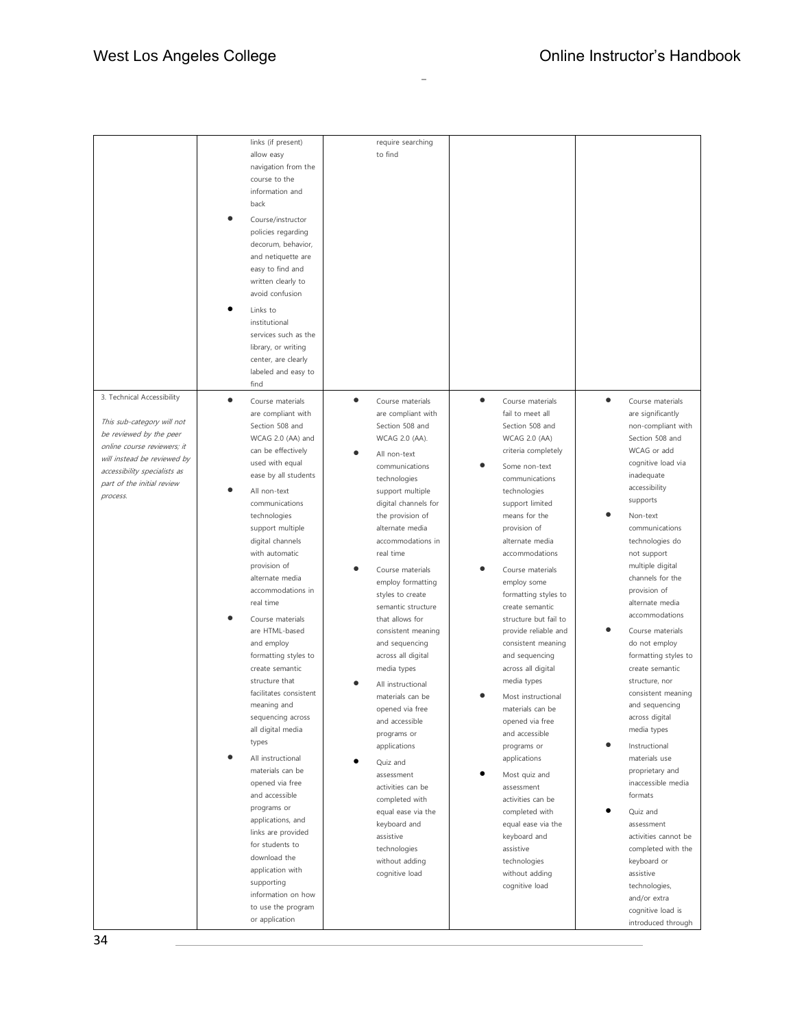| | | | | |
|---|---|---|---|---|
| | links (if present) allow easy navigation from the course to the information and back<br>• Course/instructor policies regarding decorum, behavior, and netiquette are easy to find and written clearly to avoid confusion<br>• Links to institutional services such as the library, or writing center, are clearly labeled and easy to find | require searching to find | | |
| 3. Technical Accessibility<br><br>*This sub-category will not be reviewed by the peer online course reviewers; it will instead be reviewed by accessibility specialists as part of the initial review process.* | • Course materials are compliant with Section 508 and WCAG 2.0 (AA) and can be effectively used with equal ease by all students<br>• All non-text communications technologies support multiple digital channels with automatic provision of alternate media accommodations in real time<br>• Course materials are HTML-based and employ formatting styles to create semantic structure that facilitates consistent meaning and sequencing across all digital media types<br>• All instructional materials can be opened via free and accessible programs or applications, and links are provided for students to download the application with supporting information on how to use the program or application | • Course materials are compliant with Section 508 and WCAG 2.0 (AA).<br>• All non-text communications technologies support multiple digital channels for the provision of alternate media accommodations in real time<br>• Course materials employ formatting styles to create semantic structure that allows for consistent meaning and sequencing across all digital media types<br>• All instructional materials can be opened via free and accessible programs or applications<br>• Quiz and assessment activities can be completed with equal ease via the keyboard and assistive technologies without adding cognitive load | • Course materials fail to meet all Section 508 and WCAG 2.0 (AA) criteria completely<br>• Some non-text communications technologies support limited means for the provision of alternate media accommodations<br>• Course materials employ some formatting styles to create semantic structure but fail to provide reliable and consistent meaning and sequencing across all digital media types<br>• Most instructional materials can be opened via free and accessible programs or applications<br>• Most quiz and assessment activities can be completed with equal ease via the keyboard and assistive technologies without adding cognitive load | • Course materials are significantly non-compliant with Section 508 and WCAG or add cognitive load via inadequate accessibility supports<br>• Non-text communications technologies do not support multiple digital channels for the provision of alternate media accommodations<br>• Course materials do not employ formatting styles to create semantic structure, nor consistent meaning and sequencing across digital media types<br>• Instructional materials use proprietary and inaccessible media formats<br>• Quiz and assessment activities cannot be completed with the keyboard or assistive technologies, and/or extra cognitive load is introduced through |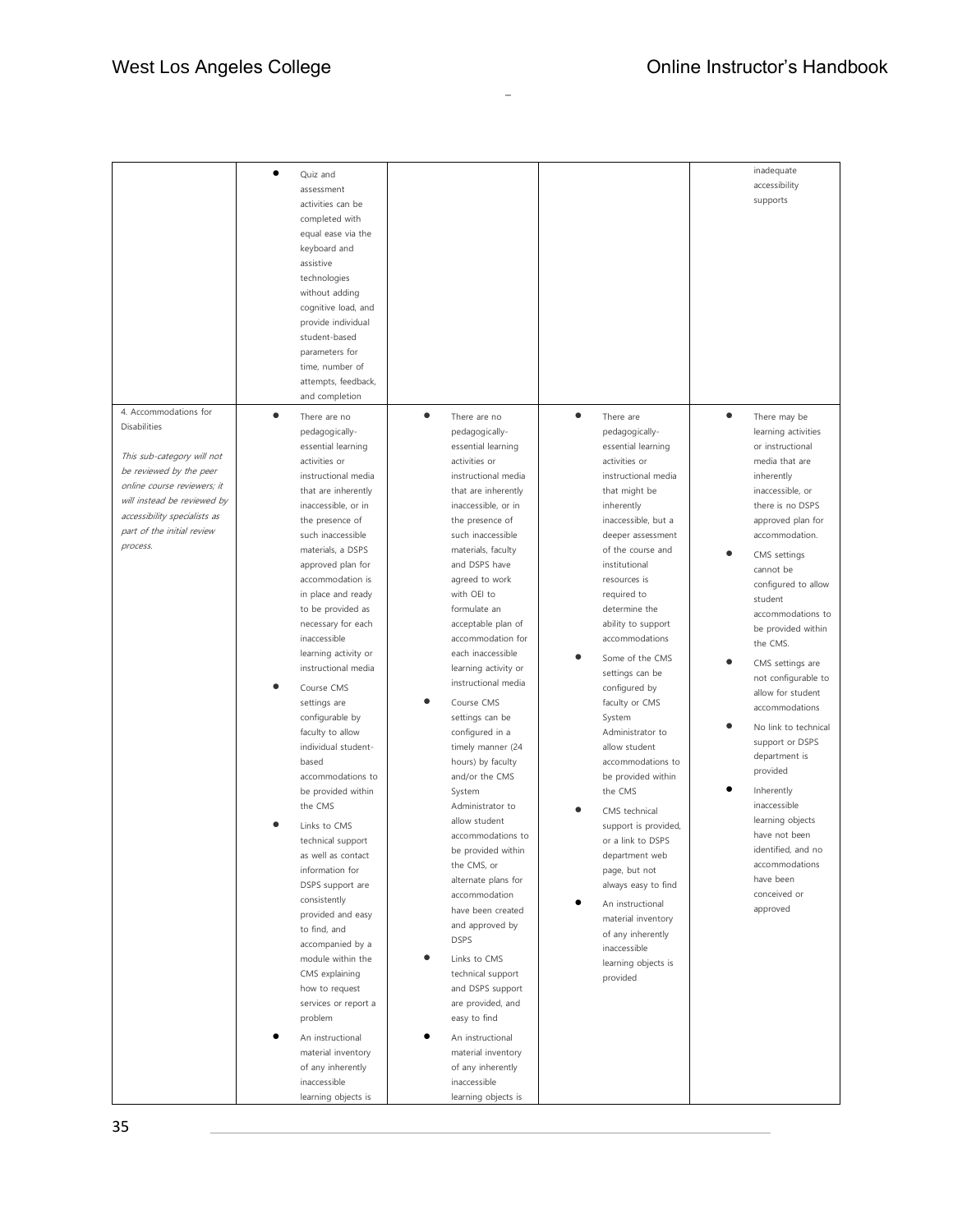| | | | | |
|---|---|---|---|---|
| | • Quiz and assessment activities can be completed with equal ease via the keyboard and assistive technologies without adding cognitive load, and provide individual student-based parameters for time, number of attempts, feedback, and completion | | | inadequate accessibility supports |
| 4. Accommodations for Disabilities<br><br>*This sub-category will not be reviewed by the peer online course reviewers; it will instead be reviewed by accessibility specialists as part of the initial review process.* | • There are no pedagogically-essential learning activities or instructional media that are inherently inaccessible, or in the presence of such inaccessible materials, a DSPS approved plan for accommodation is in place and ready to be provided as necessary for each inaccessible learning activity or instructional media<br>• Course CMS settings are configurable by faculty to allow individual student-based accommodations to be provided within the CMS<br>• Links to CMS technical support as well as contact information for DSPS support are consistently provided and easy to find, and accompanied by a module within the CMS explaining how to request services or report a problem<br>• An instructional material inventory of any inherently inaccessible learning objects is | • There are no pedagogically-essential learning activities or instructional media that are inherently inaccessible, or in the presence of such inaccessible materials, faculty and DSPS have agreed to work with OEI to formulate an acceptable plan of accommodation for each inaccessible learning activity or instructional media<br>• Course CMS settings can be configured in a timely manner (24 hours) by faculty and/or the CMS System Administrator to allow student accommodations to be provided within the CMS, or alternate plans for accommodation have been created and approved by DSPS<br>• Links to CMS technical support and DSPS support are provided, and easy to find<br>• An instructional material inventory of any inherently inaccessible learning objects is | • There are pedagogically-essential learning activities or instructional media that might be inherently inaccessible, but a deeper assessment of the course and institutional resources is required to determine the ability to support accommodations<br>• Some of the CMS settings can be configured by faculty or CMS System Administrator to allow student accommodations to be provided within the CMS<br>• CMS technical support is provided, or a link to DSPS department web page, but not always easy to find<br>• An instructional material inventory of any inherently inaccessible learning objects is provided | • There may be learning activities or instructional media that are inherently inaccessible, or there is no DSPS approved plan for accommodation.<br>• CMS settings cannot be configured to allow student accommodations to be provided within the CMS.<br>• CMS settings are not configurable to allow for student accommodations<br>• No link to technical support or DSPS department is provided<br>• Inherently inaccessible learning objects have not been identified, and no accommodations have been conceived or approved |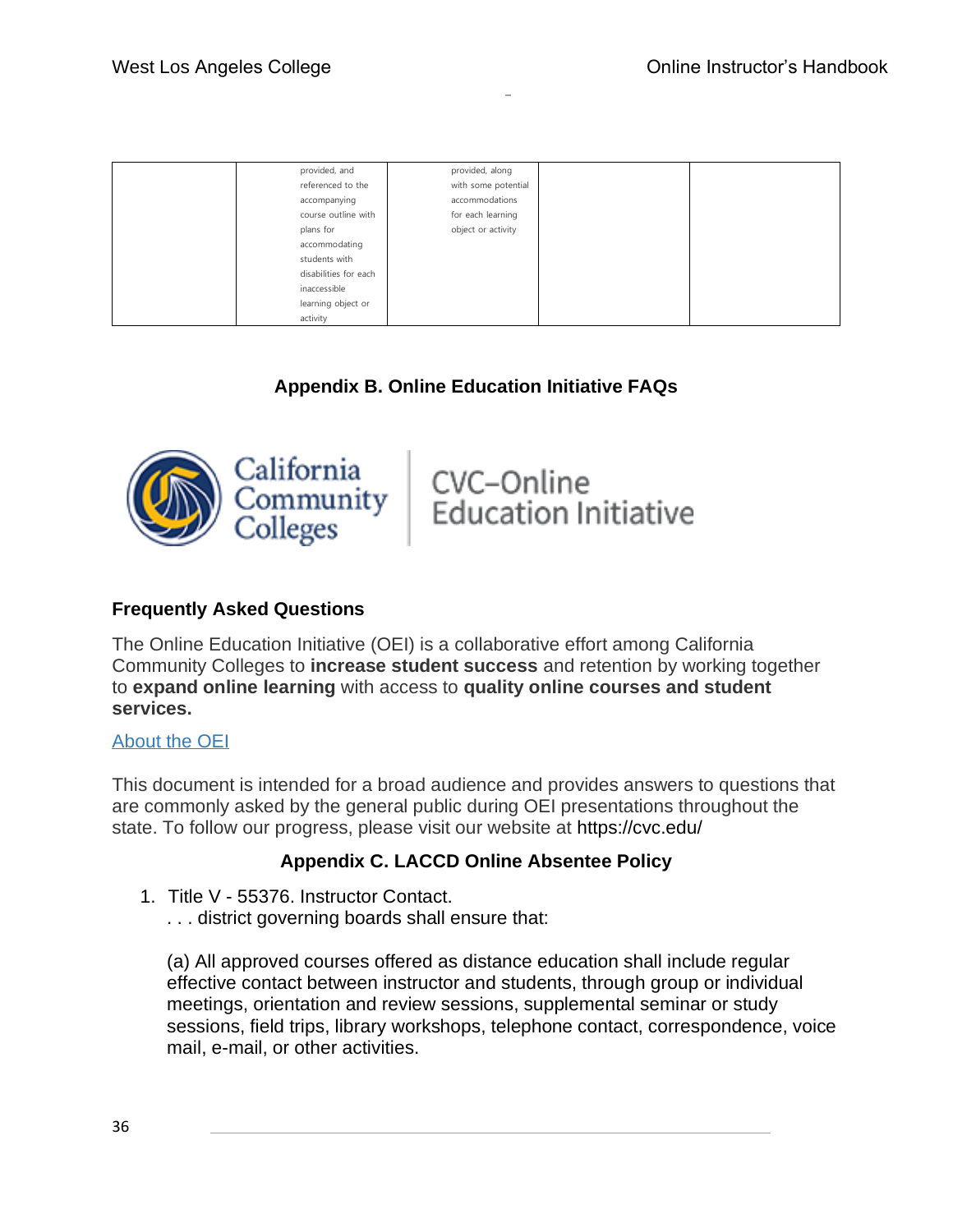| | | | | |
|---|---|---|---|---|
| | provided, and referenced to the accompanying course outline with plans for accommodating students with disabilities for each inaccessible learning object or activity | provided, along with some potential accommodations for each learning object or activity | | |

## Appendix B. Online Education Initiative FAQs

California Community Colleges | CVC–Online Education Initiative

### Frequently Asked Questions

The Online Education Initiative (OEI) is a collaborative effort among California Community Colleges to **increase student success** and retention by working together to **expand online learning** with access to **quality online courses and student services.**

[About the OEI]

This document is intended for a broad audience and provides answers to questions that are commonly asked by the general public during OEI presentations throughout the state. To follow our progress, please visit our website at https://cvc.edu/

## Appendix C. LACCD Online Absentee Policy

1. Title V - 55376. Instructor Contact.
   . . . district governing boards shall ensure that:

   (a) All approved courses offered as distance education shall include regular effective contact between instructor and students, through group or individual meetings, orientation and review sessions, supplemental seminar or study sessions, field trips, library workshops, telephone contact, correspondence, voice mail, e-mail, or other activities.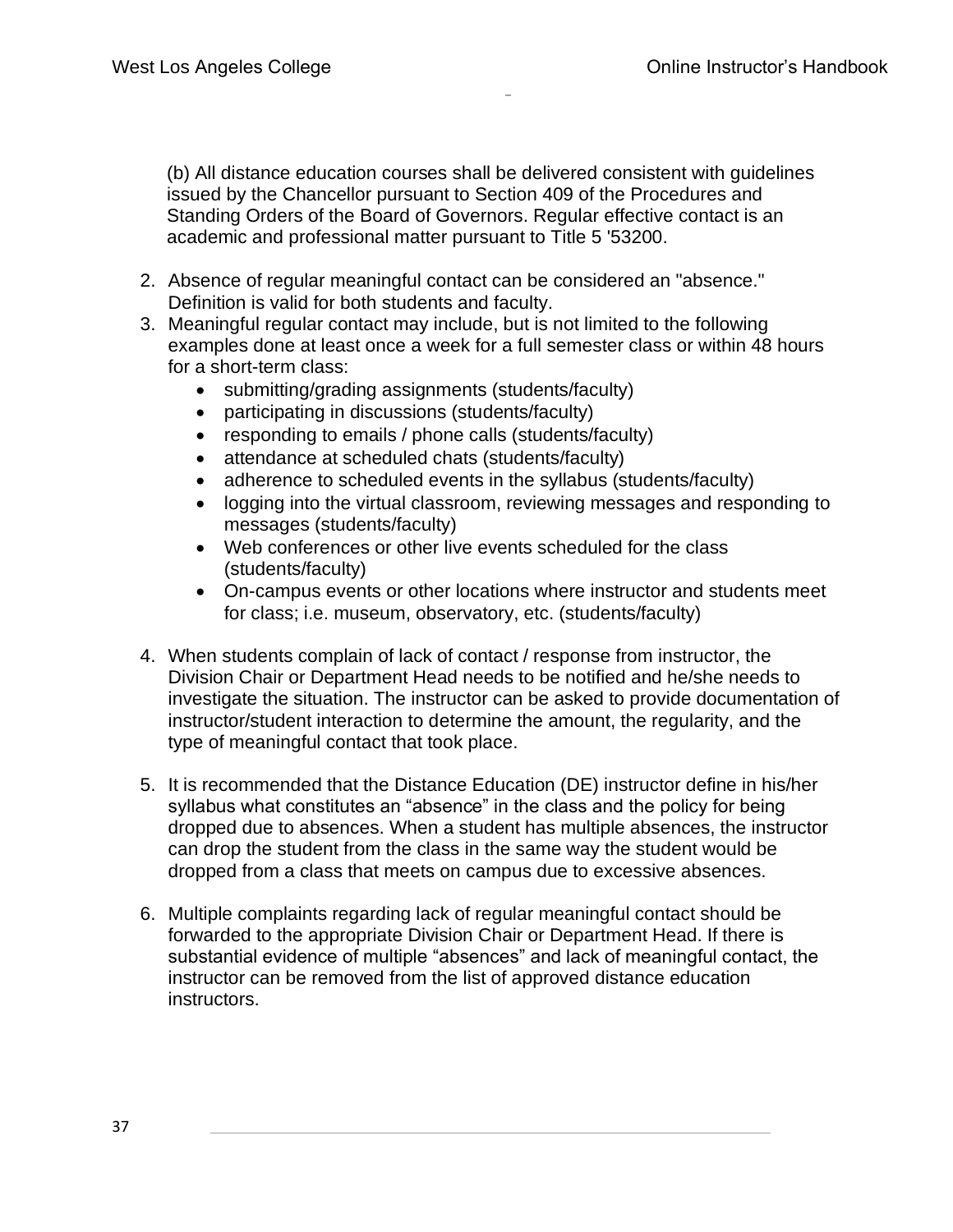(b) All distance education courses shall be delivered consistent with guidelines issued by the Chancellor pursuant to Section 409 of the Procedures and Standing Orders of the Board of Governors. Regular effective contact is an academic and professional matter pursuant to Title 5 '53200.

2. Absence of regular meaningful contact can be considered an "absence." Definition is valid for both students and faculty.
3. Meaningful regular contact may include, but is not limited to the following examples done at least once a week for a full semester class or within 48 hours for a short-term class:
   - submitting/grading assignments (students/faculty)
   - participating in discussions (students/faculty)
   - responding to emails / phone calls (students/faculty)
   - attendance at scheduled chats (students/faculty)
   - adherence to scheduled events in the syllabus (students/faculty)
   - logging into the virtual classroom, reviewing messages and responding to messages (students/faculty)
   - Web conferences or other live events scheduled for the class (students/faculty)
   - On-campus events or other locations where instructor and students meet for class; i.e. museum, observatory, etc. (students/faculty)

4. When students complain of lack of contact / response from instructor, the Division Chair or Department Head needs to be notified and he/she needs to investigate the situation. The instructor can be asked to provide documentation of instructor/student interaction to determine the amount, the regularity, and the type of meaningful contact that took place.

5. It is recommended that the Distance Education (DE) instructor define in his/her syllabus what constitutes an "absence" in the class and the policy for being dropped due to absences. When a student has multiple absences, the instructor can drop the student from the class in the same way the student would be dropped from a class that meets on campus due to excessive absences.

6. Multiple complaints regarding lack of regular meaningful contact should be forwarded to the appropriate Division Chair or Department Head. If there is substantial evidence of multiple "absences" and lack of meaningful contact, the instructor can be removed from the list of approved distance education instructors.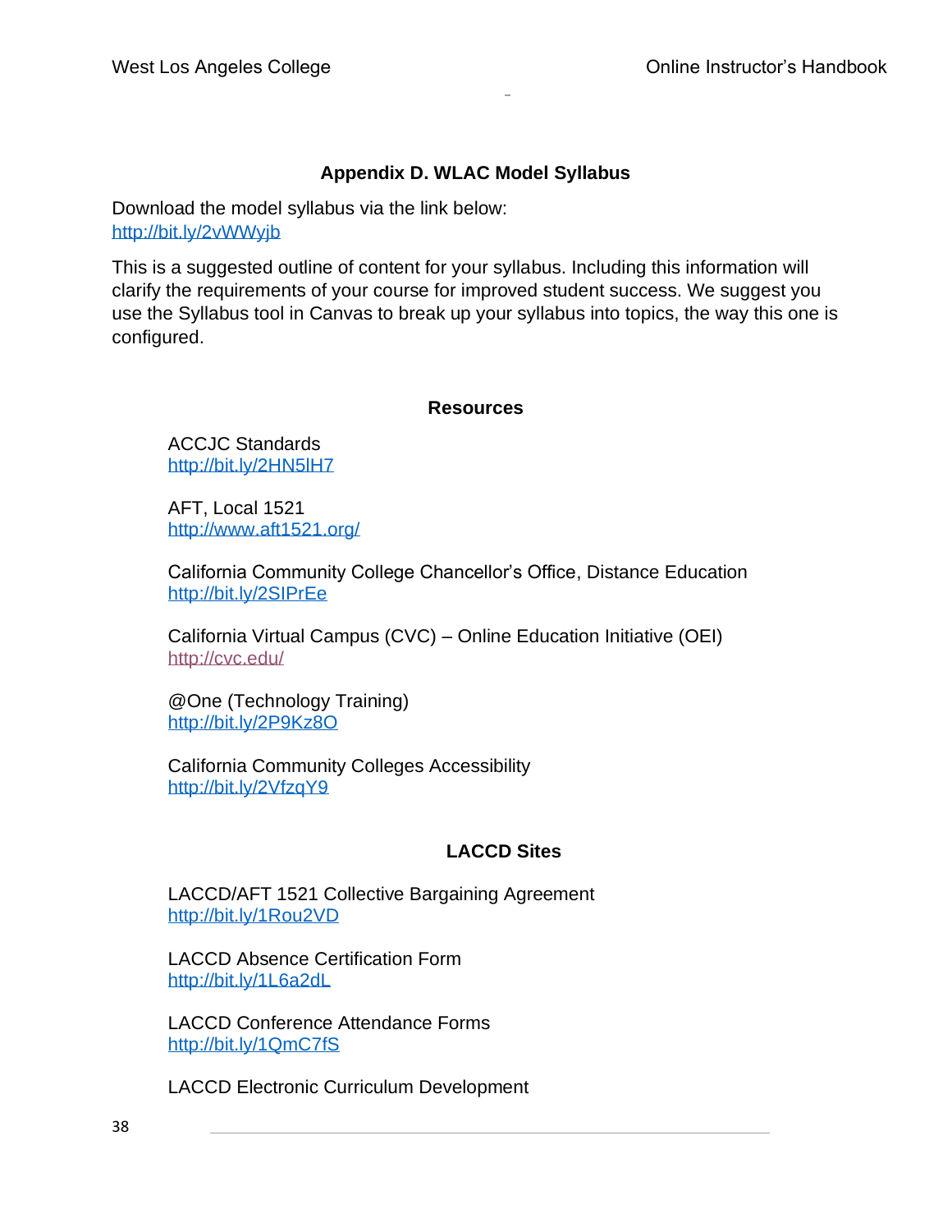## Appendix D. WLAC Model Syllabus

Download the model syllabus via the link below:
http://bit.ly/2vWWyjb

This is a suggested outline of content for your syllabus. Including this information will clarify the requirements of your course for improved student success. We suggest you use the Syllabus tool in Canvas to break up your syllabus into topics, the way this one is configured.

### Resources

ACCJC Standards
http://bit.ly/2HN5lH7

AFT, Local 1521
http://www.aft1521.org/

California Community College Chancellor's Office, Distance Education
http://bit.ly/2SIPrEe

California Virtual Campus (CVC) – Online Education Initiative (OEI)
http://cvc.edu/

@One (Technology Training)
http://bit.ly/2P9Kz8O

California Community Colleges Accessibility
http://bit.ly/2VfzqY9

### LACCD Sites

LACCD/AFT 1521 Collective Bargaining Agreement
http://bit.ly/1Rou2VD

LACCD Absence Certification Form
http://bit.ly/1L6a2dL

LACCD Conference Attendance Forms
http://bit.ly/1QmC7fS

LACCD Electronic Curriculum Development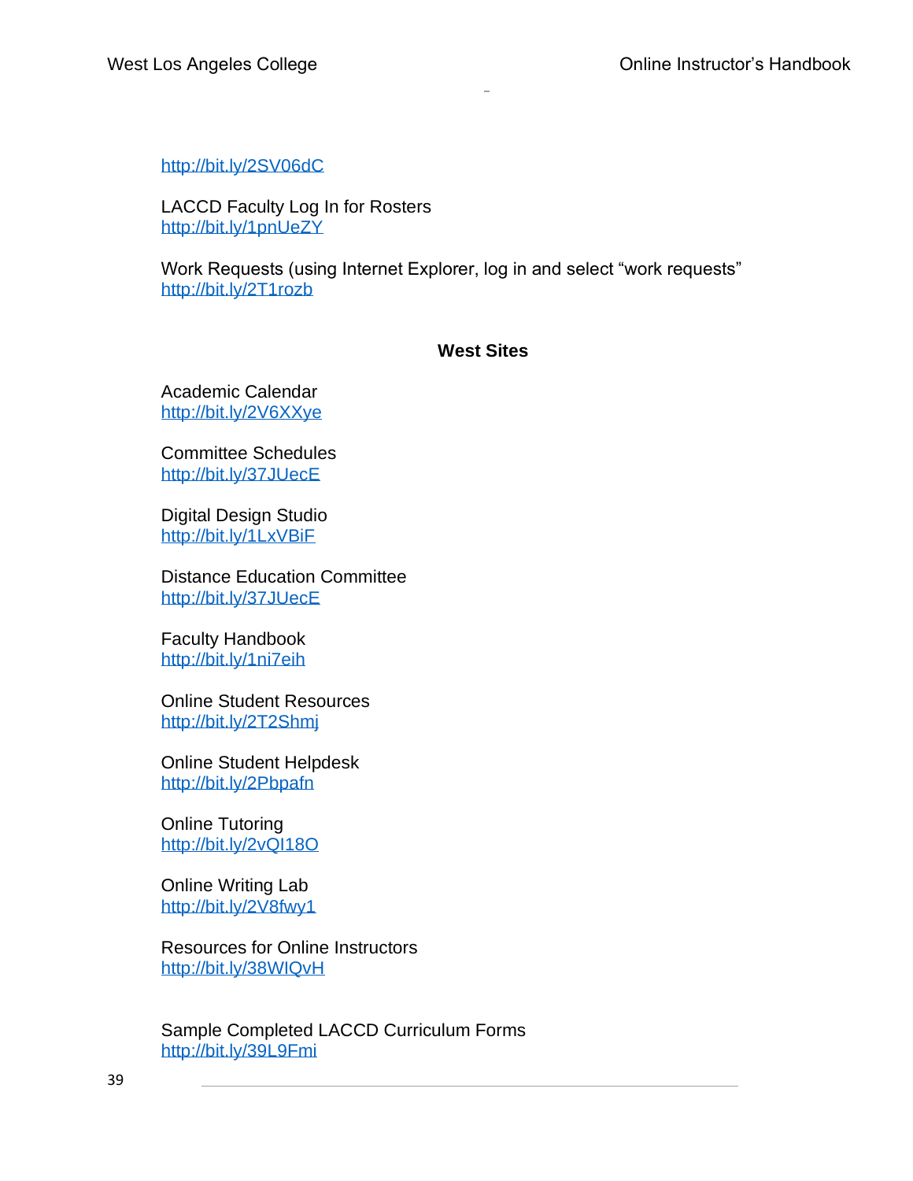http://bit.ly/2SV06dC

LACCD Faculty Log In for Rosters
http://bit.ly/1pnUeZY

Work Requests (using Internet Explorer, log in and select "work requests"
http://bit.ly/2T1rozb

**West Sites**

Academic Calendar
http://bit.ly/2V6XXye

Committee Schedules
http://bit.ly/37JUecE

Digital Design Studio
http://bit.ly/1LxVBiF

Distance Education Committee
http://bit.ly/37JUecE

Faculty Handbook
http://bit.ly/1ni7eih

Online Student Resources
http://bit.ly/2T2Shmj

Online Student Helpdesk
http://bit.ly/2Pbpafn

Online Tutoring
http://bit.ly/2vQI18O

Online Writing Lab
http://bit.ly/2V8fwy1

Resources for Online Instructors
http://bit.ly/38WIQvH

Sample Completed LACCD Curriculum Forms
http://bit.ly/39L9Fmi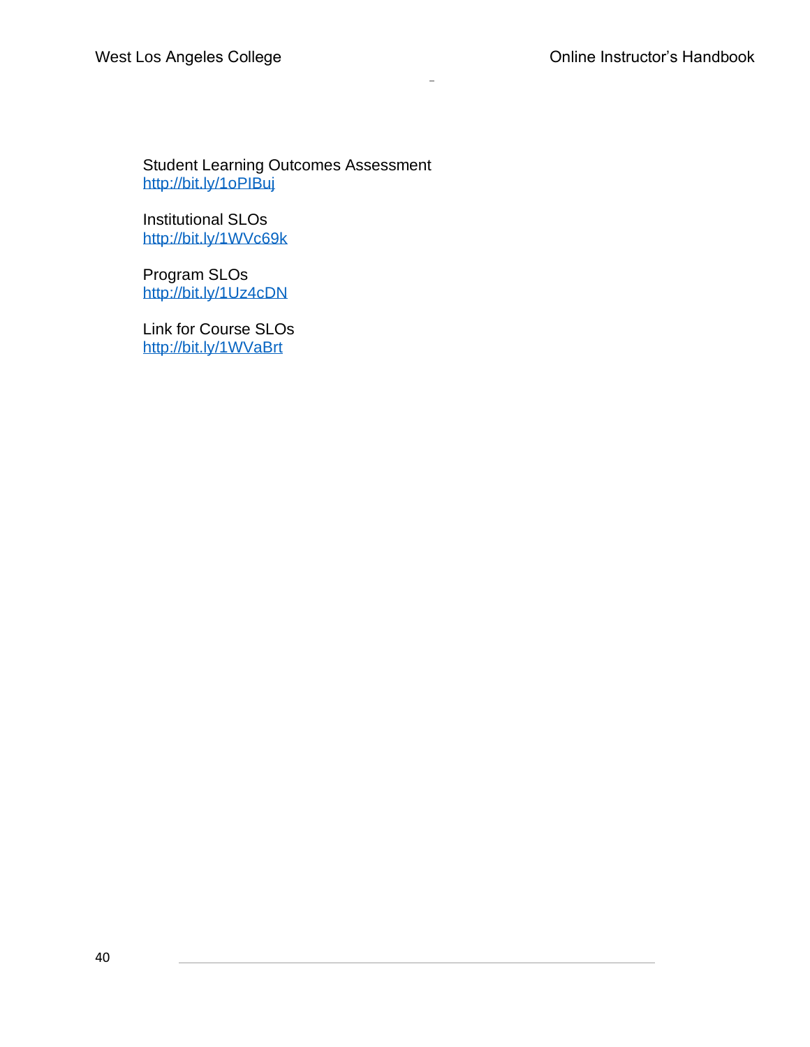Student Learning Outcomes Assessment
http://bit.ly/1oPIBuj

Institutional SLOs
http://bit.ly/1WVc69k

Program SLOs
http://bit.ly/1Uz4cDN

Link for Course SLOs
http://bit.ly/1WVaBrt